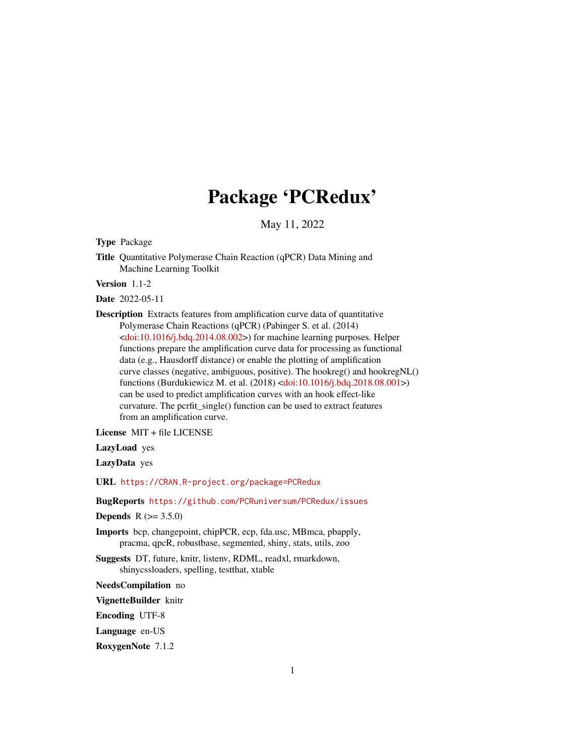# Package 'PCRedux'

May 11, 2022

**Type** Package

**Title** Quantitative Polymerase Chain Reaction (qPCR) Data Mining and Machine Learning Toolkit

**Version** 1.1-2

**Date** 2022-05-11

**Description** Extracts features from amplification curve data of quantitative Polymerase Chain Reactions (qPCR) (Pabinger S. et al. (2014) <doi:10.1016/j.bdq.2014.08.002>) for machine learning purposes. Helper functions prepare the amplification curve data for processing as functional data (e.g., Hausdorff distance) or enable the plotting of amplification curve classes (negative, ambiguous, positive). The hookreg() and hookregNL() functions (Burdukiewicz M. et al. (2018) <doi:10.1016/j.bdq.2018.08.001>) can be used to predict amplification curves with an hook effect-like curvature. The pcrfit_single() function can be used to extract features from an amplification curve.

**License** MIT + file LICENSE

**LazyLoad** yes

**LazyData** yes

**URL** https://CRAN.R-project.org/package=PCRedux

**BugReports** https://github.com/PCRuniversum/PCRedux/issues

**Depends** R (>= 3.5.0)

**Imports** bcp, changepoint, chipPCR, ecp, fda.usc, MBmca, pbapply, pracma, qpcR, robustbase, segmented, shiny, stats, utils, zoo

**Suggests** DT, future, knitr, listenv, RDML, readxl, rmarkdown, shinycssloaders, spelling, testthat, xtable

**NeedsCompilation** no

**VignetteBuilder** knitr

**Encoding** UTF-8

**Language** en-US

**RoxygenNote** 7.1.2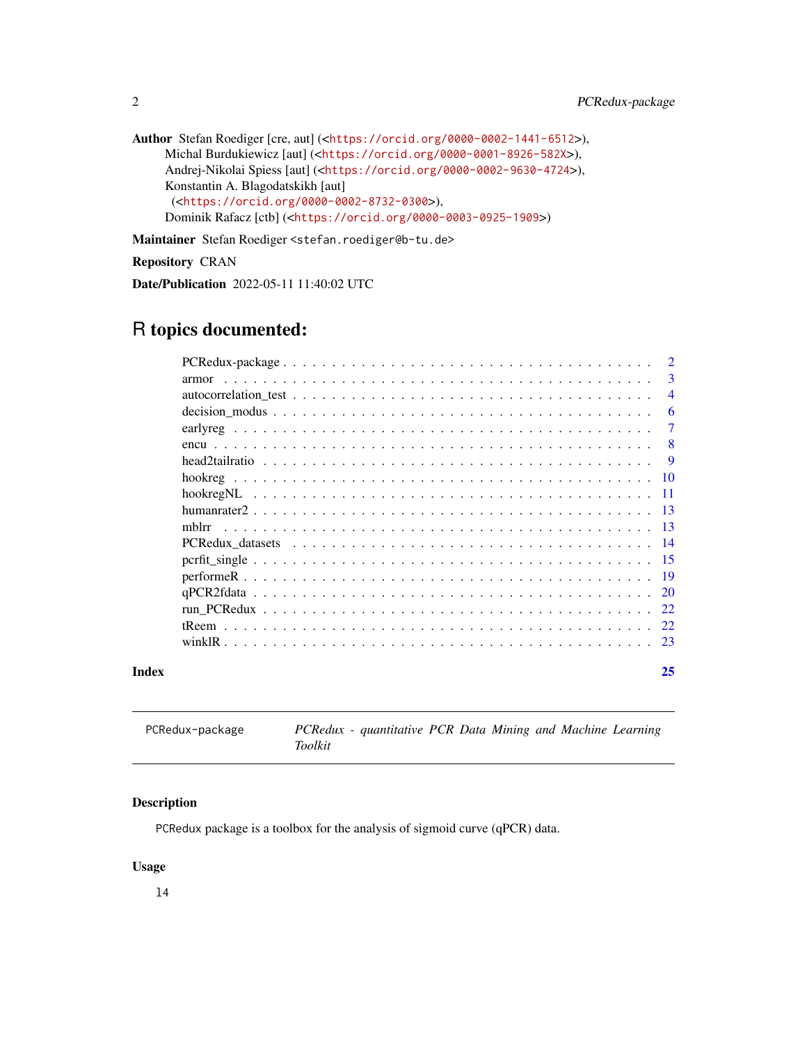**Author** Stefan Roediger [cre, aut] (<https://orcid.org/0000-0002-1441-6512>),
Michal Burdukiewicz [aut] (<https://orcid.org/0000-0001-8926-582X>),
Andrej-Nikolai Spiess [aut] (<https://orcid.org/0000-0002-9630-4724>),
Konstantin A. Blagodatskikh [aut]
(<https://orcid.org/0000-0002-8732-0300>),
Dominik Rafacz [ctb] (<https://orcid.org/0000-0003-0925-1909>)

**Maintainer** Stefan Roediger <stefan.roediger@b-tu.de>

**Repository** CRAN

**Date/Publication** 2022-05-11 11:40:02 UTC

# R topics documented:

| | |
|---|---|
| PCRedux-package | 2 |
| armor | 3 |
| autocorrelation_test | 4 |
| decision_modus | 6 |
| earlyreg | 7 |
| encu | 8 |
| head2tailratio | 9 |
| hookreg | 10 |
| hookregNL | 11 |
| humanrater2 | 13 |
| mblrr | 13 |
| PCRedux_datasets | 14 |
| pcrfit_single | 15 |
| performeR | 19 |
| qPCR2fdata | 20 |
| run_PCRedux | 22 |
| tReem | 22 |
| winklR | 23 |
| **Index** | **25** |

---

PCRedux-package — *PCRedux - quantitative PCR Data Mining and Machine Learning Toolkit*

---

### Description

PCRedux package is a toolbox for the analysis of sigmoid curve (qPCR) data.

### Usage

```
l4
```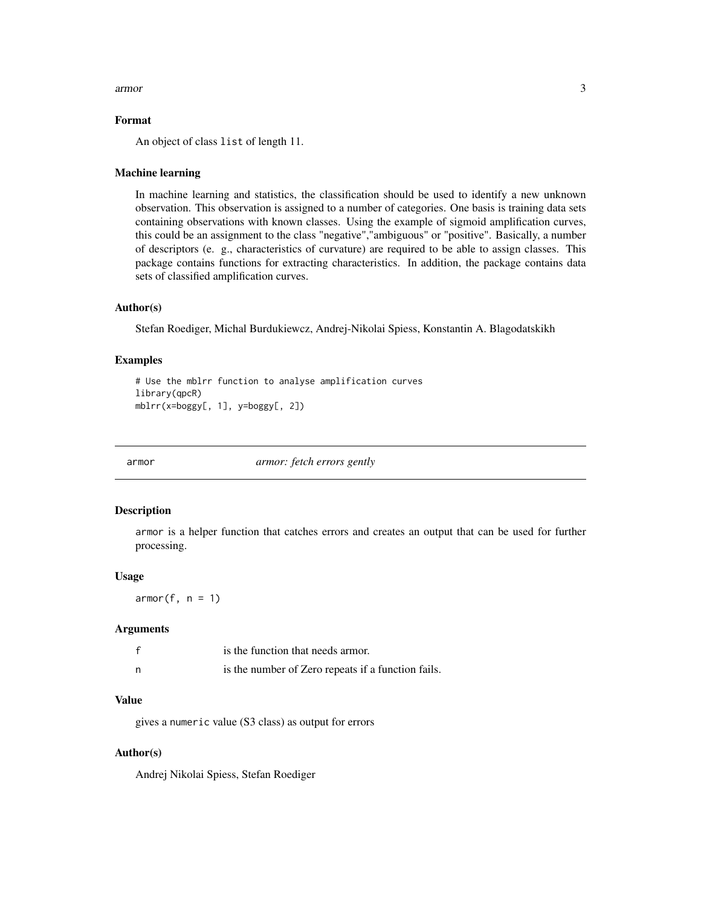### Format

An object of class `list` of length 11.

### Machine learning

In machine learning and statistics, the classification should be used to identify a new unknown observation. This observation is assigned to a number of categories. One basis is training data sets containing observations with known classes. Using the example of sigmoid amplification curves, this could be an assignment to the class "negative","ambiguous" or "positive". Basically, a number of descriptors (e. g., characteristics of curvature) are required to be able to assign classes. This package contains functions for extracting characteristics. In addition, the package contains data sets of classified amplification curves.

### Author(s)

Stefan Roediger, Michal Burdukiewcz, Andrej-Nikolai Spiess, Konstantin A. Blagodatskikh

### Examples

```
# Use the mblrr function to analyse amplification curves
library(qpcR)
mblrr(x=boggy[, 1], y=boggy[, 2])
```

---

## armor — *armor: fetch errors gently*

### Description

`armor` is a helper function that catches errors and creates an output that can be used for further processing.

### Usage

```
armor(f, n = 1)
```

### Arguments

| | |
|---|---|
| f | is the function that needs armor. |
| n | is the number of Zero repeats if a function fails. |

### Value

gives a `numeric` value (S3 class) as output for errors

### Author(s)

Andrej Nikolai Spiess, Stefan Roediger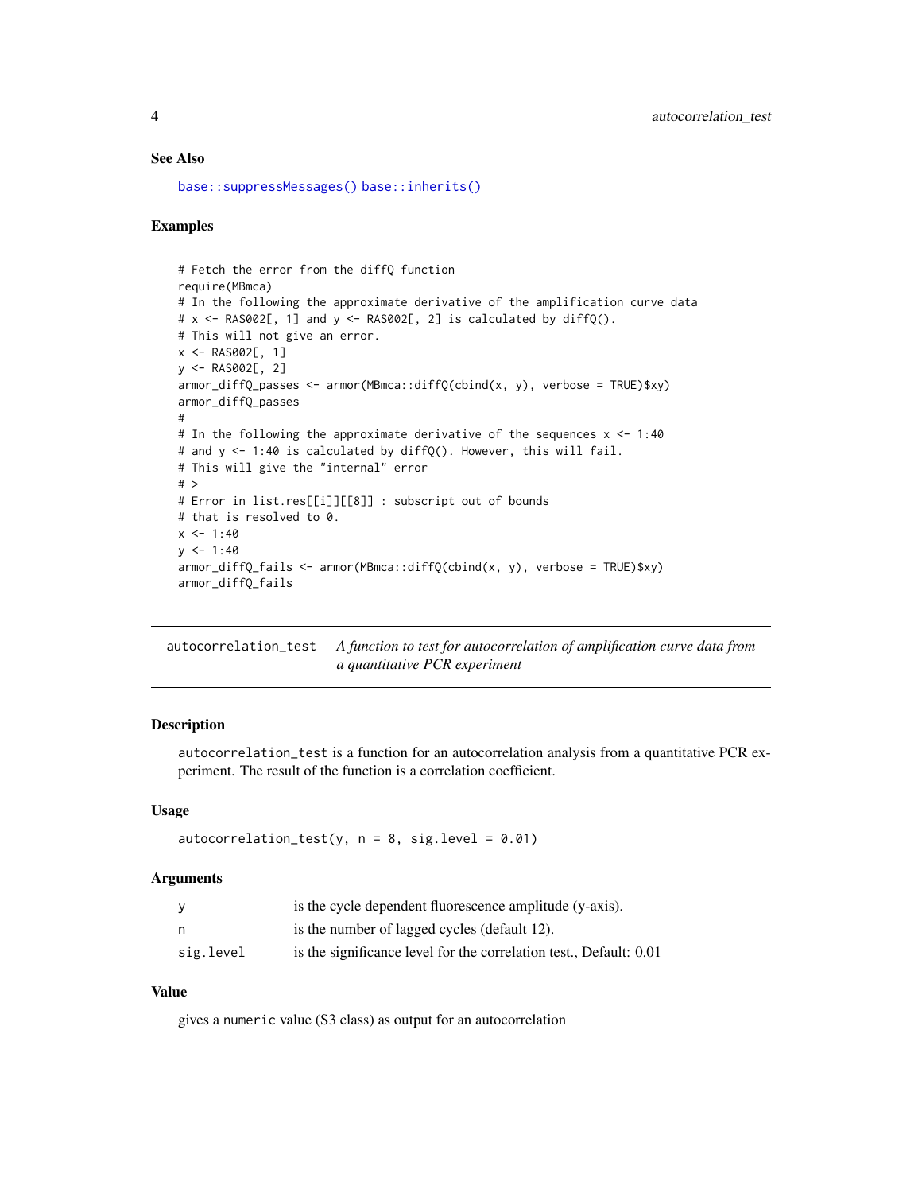### See Also

base::suppressMessages() base::inherits()

### Examples

```
# Fetch the error from the diffQ function
require(MBmca)
# In the following the approximate derivative of the amplification curve data
# x <- RAS002[, 1] and y <- RAS002[, 2] is calculated by diffQ().
# This will not give an error.
x <- RAS002[, 1]
y <- RAS002[, 2]
armor_diffQ_passes <- armor(MBmca::diffQ(cbind(x, y), verbose = TRUE)$xy)
armor_diffQ_passes
#
# In the following the approximate derivative of the sequences x <- 1:40
# and y <- 1:40 is calculated by diffQ(). However, this will fail.
# This will give the "internal" error
# >
# Error in list.res[[i]][[8]] : subscript out of bounds
# that is resolved to 0.
x <- 1:40
y <- 1:40
armor_diffQ_fails <- armor(MBmca::diffQ(cbind(x, y), verbose = TRUE)$xy)
armor_diffQ_fails
```

---

## autocorrelation_test — *A function to test for autocorrelation of amplification curve data from a quantitative PCR experiment*

---

### Description

autocorrelation_test is a function for an autocorrelation analysis from a quantitative PCR experiment. The result of the function is a correlation coefficient.

### Usage

```
autocorrelation_test(y, n = 8, sig.level = 0.01)
```

### Arguments

| | |
|---|---|
| y | is the cycle dependent fluorescence amplitude (y-axis). |
| n | is the number of lagged cycles (default 12). |
| sig.level | is the significance level for the correlation test., Default: 0.01 |

### Value

gives a numeric value (S3 class) as output for an autocorrelation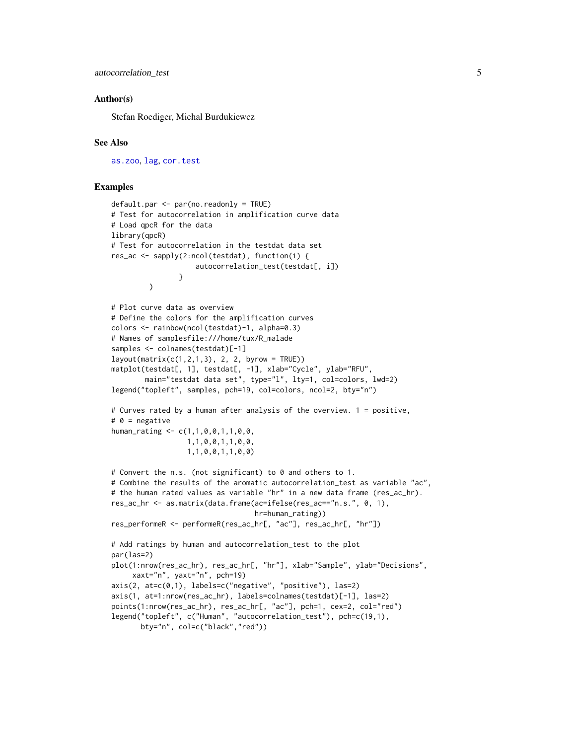### Author(s)

Stefan Roediger, Michal Burdukiewcz

### See Also

as.zoo, lag, cor.test

### Examples

```
default.par <- par(no.readonly = TRUE)
# Test for autocorrelation in amplification curve data
# Load qpcR for the data
library(qpcR)
# Test for autocorrelation in the testdat data set
res_ac <- sapply(2:ncol(testdat), function(i) {
                    autocorrelation_test(testdat[, i])
                }
         )

# Plot curve data as overview
# Define the colors for the amplification curves
colors <- rainbow(ncol(testdat)-1, alpha=0.3)
# Names of samplesfile:///home/tux/R_malade
samples <- colnames(testdat)[-1]
layout(matrix(c(1,2,1,3), 2, 2, byrow = TRUE))
matplot(testdat[, 1], testdat[, -1], xlab="Cycle", ylab="RFU",
        main="testdat data set", type="l", lty=1, col=colors, lwd=2)
legend("topleft", samples, pch=19, col=colors, ncol=2, bty="n")

# Curves rated by a human after analysis of the overview. 1 = positive,
# 0 = negative
human_rating <- c(1,1,0,0,1,1,0,0,
                  1,1,0,0,1,1,0,0,
                  1,1,0,0,1,1,0,0)

# Convert the n.s. (not significant) to 0 and others to 1.
# Combine the results of the aromatic autocorrelation_test as variable "ac",
# the human rated values as variable "hr" in a new data frame (res_ac_hr).
res_ac_hr <- as.matrix(data.frame(ac=ifelse(res_ac=="n.s.", 0, 1),
                                hr=human_rating))
res_performeR <- performeR(res_ac_hr[, "ac"], res_ac_hr[, "hr"])

# Add ratings by human and autocorrelation_test to the plot
par(las=2)
plot(1:nrow(res_ac_hr), res_ac_hr[, "hr"], xlab="Sample", ylab="Decisions",
     xaxt="n", yaxt="n", pch=19)
axis(2, at=c(0,1), labels=c("negative", "positive"), las=2)
axis(1, at=1:nrow(res_ac_hr), labels=colnames(testdat)[-1], las=2)
points(1:nrow(res_ac_hr), res_ac_hr[, "ac"], pch=1, cex=2, col="red")
legend("topleft", c("Human", "autocorrelation_test"), pch=c(19,1),
       bty="n", col=c("black","red"))
```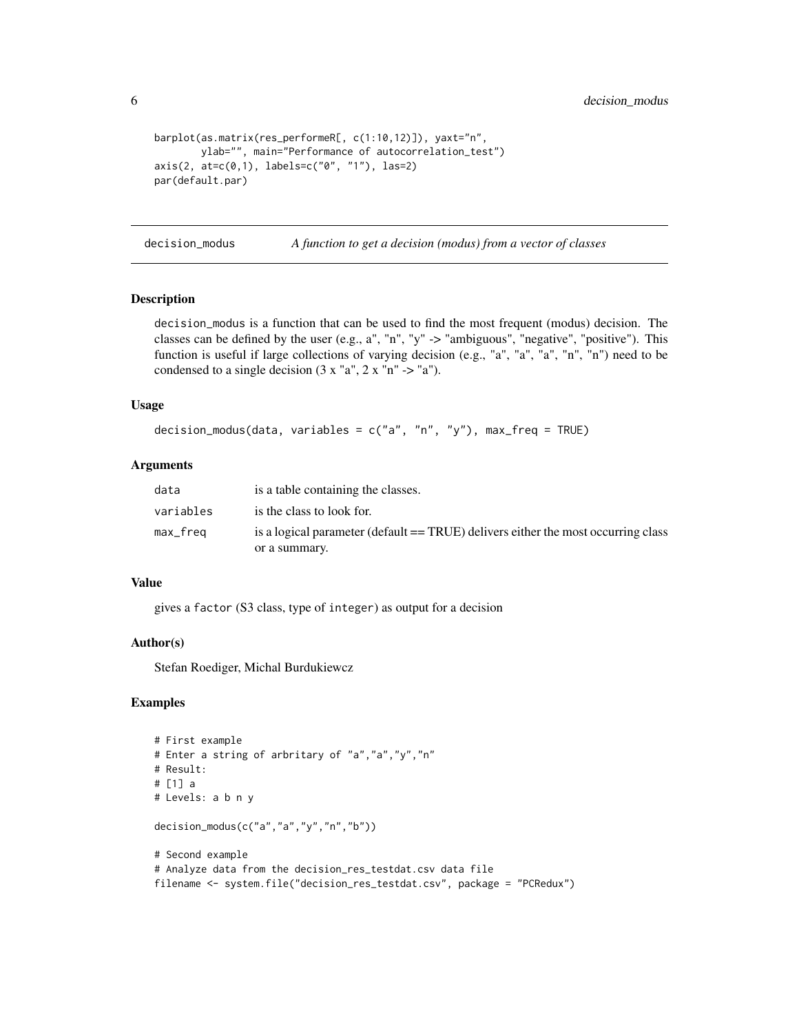```
barplot(as.matrix(res_performeR[, c(1:10,12)]), yaxt="n",
        ylab="", main="Performance of autocorrelation_test")
axis(2, at=c(0,1), labels=c("0", "1"), las=2)
par(default.par)
```

## decision_modus — *A function to get a decision (modus) from a vector of classes*

### Description

decision_modus is a function that can be used to find the most frequent (modus) decision. The classes can be defined by the user (e.g., a", "n", "y" -> "ambiguous", "negative", "positive"). This function is useful if large collections of varying decision (e.g., "a", "a", "a", "n", "n") need to be condensed to a single decision (3 x "a", 2 x "n" -> "a").

### Usage

```
decision_modus(data, variables = c("a", "n", "y"), max_freq = TRUE)
```

### Arguments

| | |
|---|---|
| data | is a table containing the classes. |
| variables | is the class to look for. |
| max_freq | is a logical parameter (default == TRUE) delivers either the most occurring class or a summary. |

### Value

gives a factor (S3 class, type of integer) as output for a decision

### Author(s)

Stefan Roediger, Michal Burdukiewcz

### Examples

```
# First example
# Enter a string of arbritary of "a","a","y","n"
# Result:
# [1] a
# Levels: a b n y

decision_modus(c("a","a","y","n","b"))

# Second example
# Analyze data from the decision_res_testdat.csv data file
filename <- system.file("decision_res_testdat.csv", package = "PCRedux")
```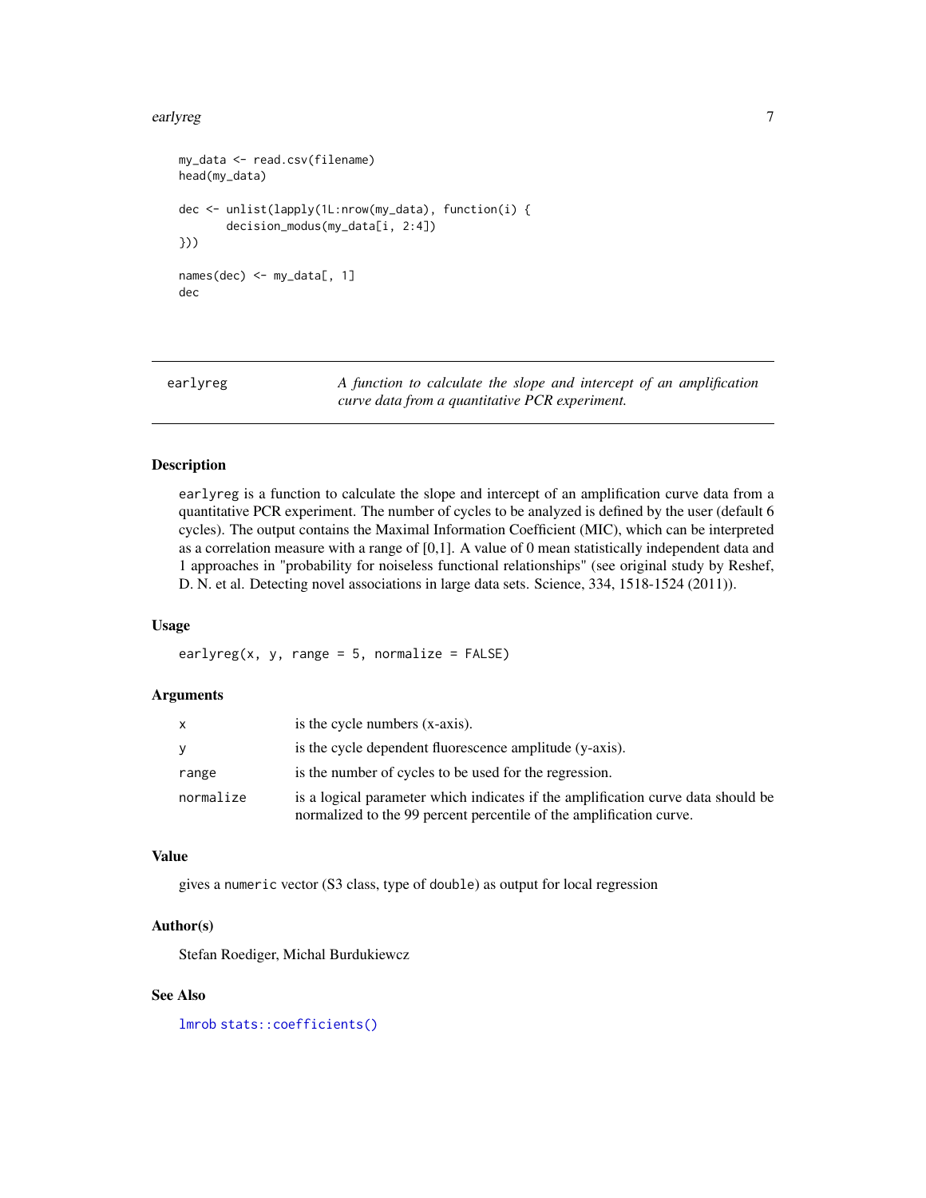```
my_data <- read.csv(filename)
head(my_data)

dec <- unlist(lapply(1L:nrow(my_data), function(i) {
       decision_modus(my_data[i, 2:4])
}))

names(dec) <- my_data[, 1]
dec
```

---

## earlyreg

*A function to calculate the slope and intercept of an amplification curve data from a quantitative PCR experiment.*

---

### Description

earlyreg is a function to calculate the slope and intercept of an amplification curve data from a quantitative PCR experiment. The number of cycles to be analyzed is defined by the user (default 6 cycles). The output contains the Maximal Information Coefficient (MIC), which can be interpreted as a correlation measure with a range of [0,1]. A value of 0 mean statistically independent data and 1 approaches in "probability for noiseless functional relationships" (see original study by Reshef, D. N. et al. Detecting novel associations in large data sets. Science, 334, 1518-1524 (2011)).

### Usage

```
earlyreg(x, y, range = 5, normalize = FALSE)
```

### Arguments

| | |
|---|---|
| x | is the cycle numbers (x-axis). |
| y | is the cycle dependent fluorescence amplitude (y-axis). |
| range | is the number of cycles to be used for the regression. |
| normalize | is a logical parameter which indicates if the amplification curve data should be normalized to the 99 percent percentile of the amplification curve. |

### Value

gives a numeric vector (S3 class, type of double) as output for local regression

### Author(s)

Stefan Roediger, Michal Burdukiewcz

### See Also

lmrob stats::coefficients()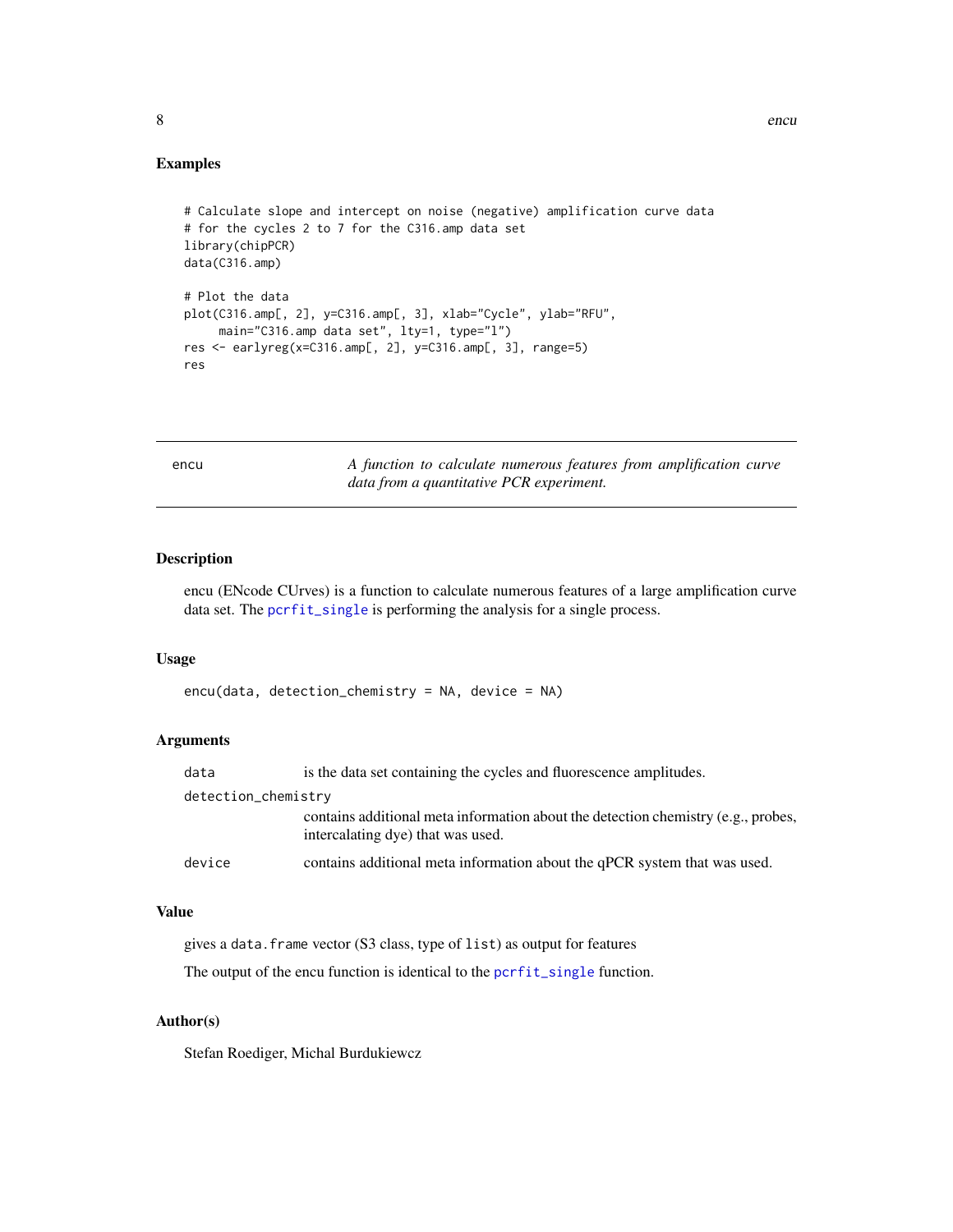## Examples

```
# Calculate slope and intercept on noise (negative) amplification curve data
# for the cycles 2 to 7 for the C316.amp data set
library(chipPCR)
data(C316.amp)

# Plot the data
plot(C316.amp[, 2], y=C316.amp[, 3], xlab="Cycle", ylab="RFU",
     main="C316.amp data set", lty=1, type="l")
res <- earlyreg(x=C316.amp[, 2], y=C316.amp[, 3], range=5)
res
```

---

# encu

*A function to calculate numerous features from amplification curve data from a quantitative PCR experiment.*

---

## Description

encu (ENcode CUrves) is a function to calculate numerous features of a large amplification curve data set. The `pcrfit_single` is performing the analysis for a single process.

## Usage

```
encu(data, detection_chemistry = NA, device = NA)
```

## Arguments

| | |
|---|---|
| `data` | is the data set containing the cycles and fluorescence amplitudes. |
| `detection_chemistry` | contains additional meta information about the detection chemistry (e.g., probes, intercalating dye) that was used. |
| `device` | contains additional meta information about the qPCR system that was used. |

## Value

gives a `data.frame` vector (S3 class, type of `list`) as output for features

The output of the encu function is identical to the `pcrfit_single` function.

## Author(s)

Stefan Roediger, Michal Burdukiewcz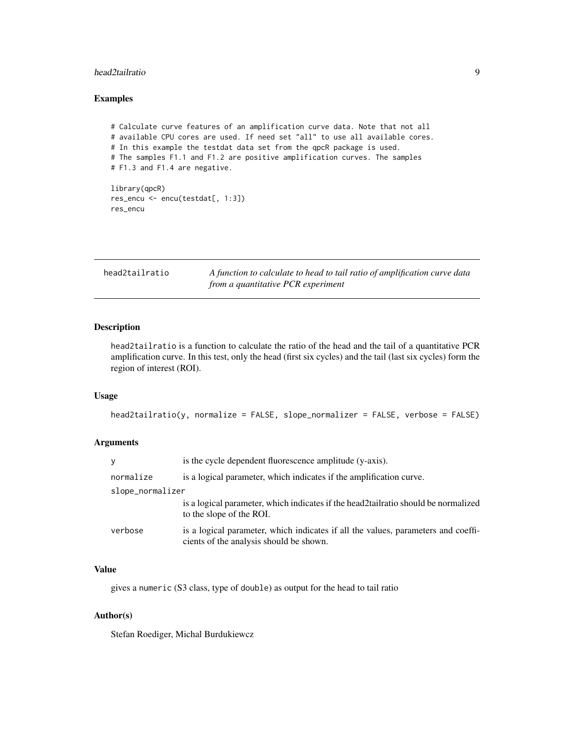## Examples

```
# Calculate curve features of an amplification curve data. Note that not all
# available CPU cores are used. If need set "all" to use all available cores.
# In this example the testdat data set from the qpcR package is used.
# The samples F1.1 and F1.2 are positive amplification curves. The samples
# F1.3 and F1.4 are negative.

library(qpcR)
res_encu <- encu(testdat[, 1:3])
res_encu
```

---

# head2tailratio — *A function to calculate to head to tail ratio of amplification curve data from a quantitative PCR experiment*

---

## Description

head2tailratio is a function to calculate the ratio of the head and the tail of a quantitative PCR amplification curve. In this test, only the head (first six cycles) and the tail (last six cycles) form the region of interest (ROI).

## Usage

```
head2tailratio(y, normalize = FALSE, slope_normalizer = FALSE, verbose = FALSE)
```

## Arguments

| | |
|---|---|
| y | is the cycle dependent fluorescence amplitude (y-axis). |
| normalize | is a logical parameter, which indicates if the amplification curve. |
| slope_normalizer | is a logical parameter, which indicates if the head2tailratio should be normalized to the slope of the ROI. |
| verbose | is a logical parameter, which indicates if all the values, parameters and coefficients of the analysis should be shown. |

## Value

gives a numeric (S3 class, type of double) as output for the head to tail ratio

## Author(s)

Stefan Roediger, Michal Burdukiewcz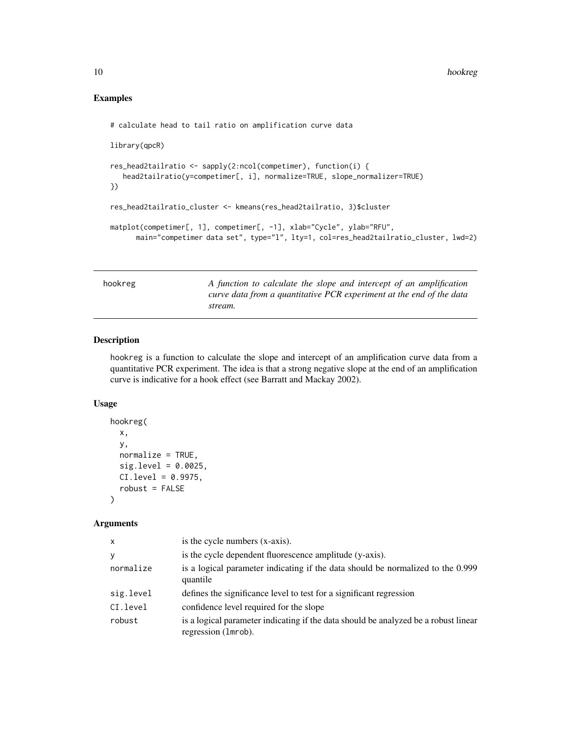## Examples

```
# calculate head to tail ratio on amplification curve data

library(qpcR)

res_head2tailratio <- sapply(2:ncol(competimer), function(i) {
   head2tailratio(y=competimer[, i], normalize=TRUE, slope_normalizer=TRUE)
})

res_head2tailratio_cluster <- kmeans(res_head2tailratio, 3)$cluster

matplot(competimer[, 1], competimer[, -1], xlab="Cycle", ylab="RFU",
      main="competimer data set", type="l", lty=1, col=res_head2tailratio_cluster, lwd=2)
```

---

# hookreg

*A function to calculate the slope and intercept of an amplification curve data from a quantitative PCR experiment at the end of the data stream.*

---

## Description

hookreg is a function to calculate the slope and intercept of an amplification curve data from a quantitative PCR experiment. The idea is that a strong negative slope at the end of an amplification curve is indicative for a hook effect (see Barratt and Mackay 2002).

## Usage

```
hookreg(
  x,
  y,
  normalize = TRUE,
  sig.level = 0.0025,
  CI.level = 0.9975,
  robust = FALSE
)
```

## Arguments

| | |
|---|---|
| x | is the cycle numbers (x-axis). |
| y | is the cycle dependent fluorescence amplitude (y-axis). |
| normalize | is a logical parameter indicating if the data should be normalized to the 0.999 quantile |
| sig.level | defines the significance level to test for a significant regression |
| CI.level | confidence level required for the slope |
| robust | is a logical parameter indicating if the data should be analyzed be a robust linear regression (lmrob). |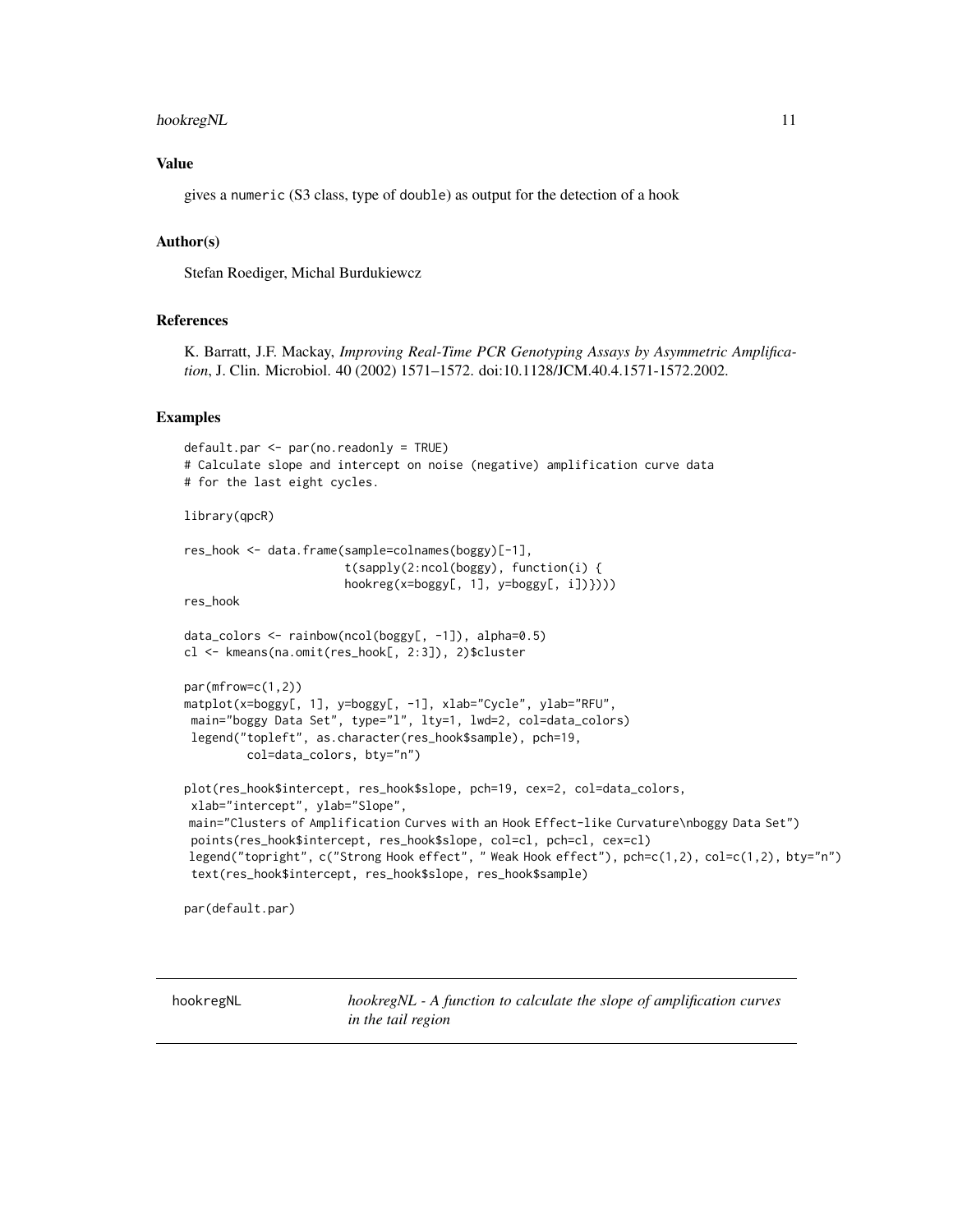## Value

gives a numeric (S3 class, type of double) as output for the detection of a hook

## Author(s)

Stefan Roediger, Michal Burdukiewcz

## References

K. Barratt, J.F. Mackay, *Improving Real-Time PCR Genotyping Assays by Asymmetric Amplification*, J. Clin. Microbiol. 40 (2002) 1571–1572. doi:10.1128/JCM.40.4.1571-1572.2002.

## Examples

```
default.par <- par(no.readonly = TRUE)
# Calculate slope and intercept on noise (negative) amplification curve data
# for the last eight cycles.

library(qpcR)

res_hook <- data.frame(sample=colnames(boggy)[-1],
                       t(sapply(2:ncol(boggy), function(i) {
                       hookreg(x=boggy[, 1], y=boggy[, i])})))
res_hook

data_colors <- rainbow(ncol(boggy[, -1]), alpha=0.5)
cl <- kmeans(na.omit(res_hook[, 2:3]), 2)$cluster

par(mfrow=c(1,2))
matplot(x=boggy[, 1], y=boggy[, -1], xlab="Cycle", ylab="RFU",
 main="boggy Data Set", type="l", lty=1, lwd=2, col=data_colors)
 legend("topleft", as.character(res_hook$sample), pch=19,
         col=data_colors, bty="n")

plot(res_hook$intercept, res_hook$slope, pch=19, cex=2, col=data_colors,
 xlab="intercept", ylab="Slope",
 main="Clusters of Amplification Curves with an Hook Effect-like Curvature\nboggy Data Set")
 points(res_hook$intercept, res_hook$slope, col=cl, pch=cl, cex=cl)
 legend("topright", c("Strong Hook effect", " Weak Hook effect"), pch=c(1,2), col=c(1,2), bty="n")
 text(res_hook$intercept, res_hook$slope, res_hook$sample)

par(default.par)
```

---

# hookregNL — *hookregNL - A function to calculate the slope of amplification curves in the tail region*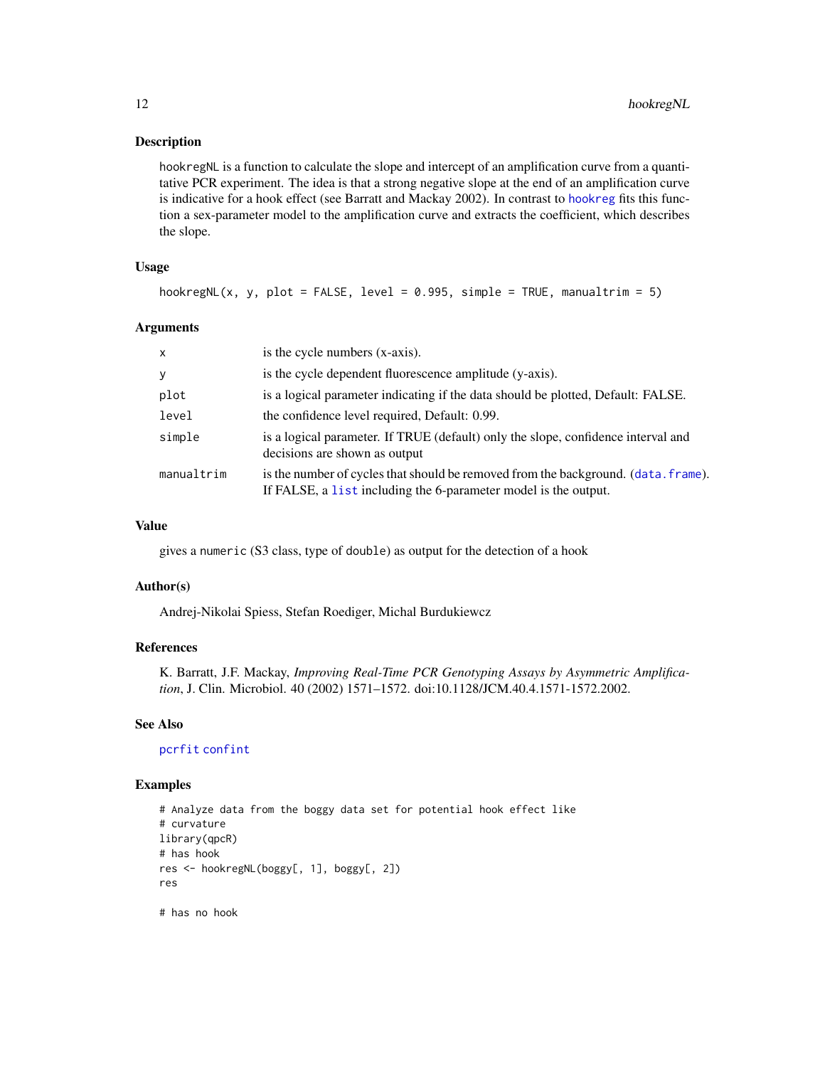## Description

hookregNL is a function to calculate the slope and intercept of an amplification curve from a quantitative PCR experiment. The idea is that a strong negative slope at the end of an amplification curve is indicative for a hook effect (see Barratt and Mackay 2002). In contrast to hookreg fits this function a sex-parameter model to the amplification curve and extracts the coefficient, which describes the slope.

## Usage

```
hookregNL(x, y, plot = FALSE, level = 0.995, simple = TRUE, manualtrim = 5)
```

## Arguments

| | |
|---|---|
| x | is the cycle numbers (x-axis). |
| y | is the cycle dependent fluorescence amplitude (y-axis). |
| plot | is a logical parameter indicating if the data should be plotted, Default: FALSE. |
| level | the confidence level required, Default: 0.99. |
| simple | is a logical parameter. If TRUE (default) only the slope, confidence interval and decisions are shown as output |
| manualtrim | is the number of cycles that should be removed from the background. (data.frame). If FALSE, a list including the 6-parameter model is the output. |

## Value

gives a numeric (S3 class, type of double) as output for the detection of a hook

## Author(s)

Andrej-Nikolai Spiess, Stefan Roediger, Michal Burdukiewcz

## References

K. Barratt, J.F. Mackay, *Improving Real-Time PCR Genotyping Assays by Asymmetric Amplification*, J. Clin. Microbiol. 40 (2002) 1571–1572. doi:10.1128/JCM.40.4.1571-1572.2002.

## See Also

pcrfit confint

## Examples

```
# Analyze data from the boggy data set for potential hook effect like
# curvature
library(qpcR)
# has hook
res <- hookregNL(boggy[, 1], boggy[, 2])
res

# has no hook
```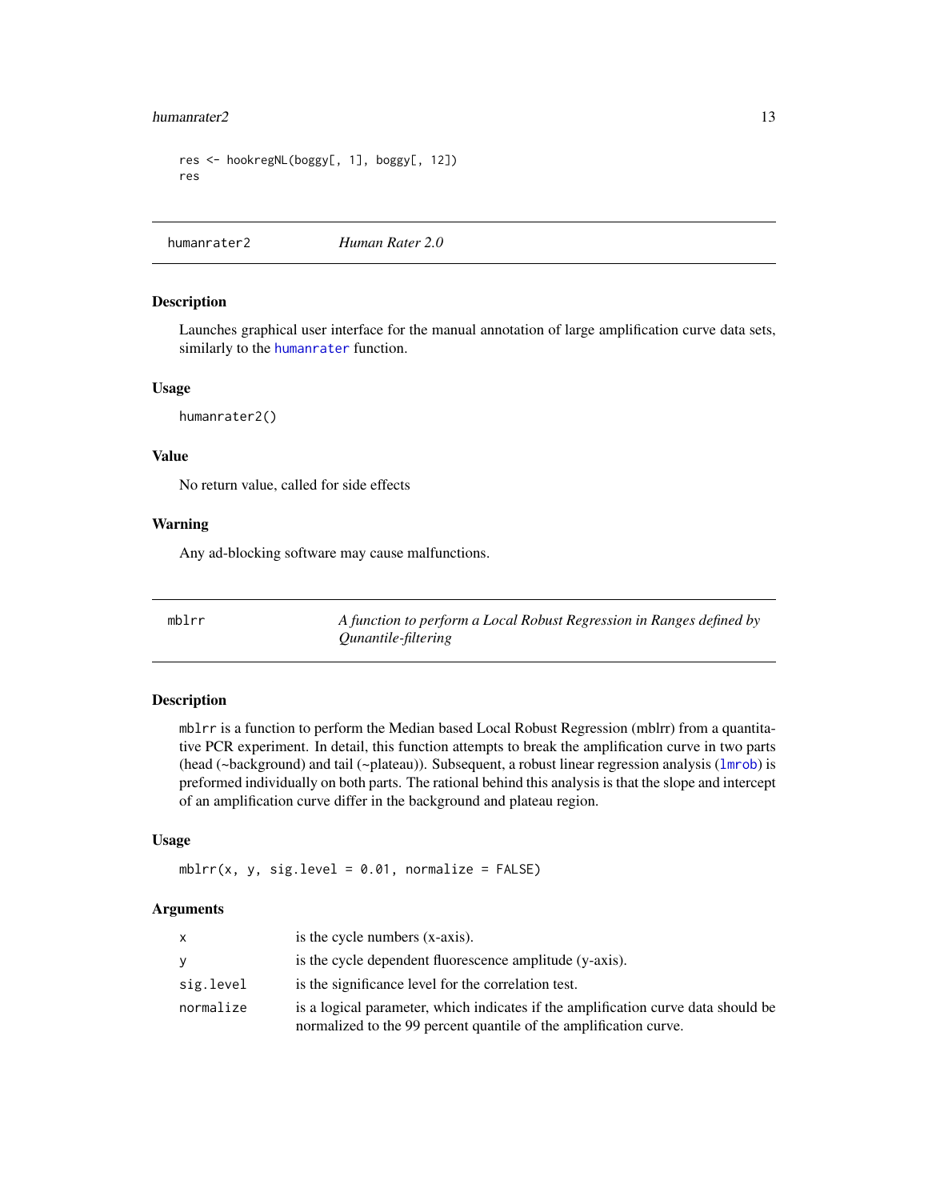```
res <- hookregNL(boggy[, 1], boggy[, 12])
res
```

## humanrater2 — *Human Rater 2.0*

### Description

Launches graphical user interface for the manual annotation of large amplification curve data sets, similarly to the humanrater function.

### Usage

```
humanrater2()
```

### Value

No return value, called for side effects

### Warning

Any ad-blocking software may cause malfunctions.

## mblrr — *A function to perform a Local Robust Regression in Ranges defined by Qunantile-filtering*

### Description

mblrr is a function to perform the Median based Local Robust Regression (mblrr) from a quantitative PCR experiment. In detail, this function attempts to break the amplification curve in two parts (head (~background) and tail (~plateau)). Subsequent, a robust linear regression analysis (lmrob) is preformed individually on both parts. The rational behind this analysis is that the slope and intercept of an amplification curve differ in the background and plateau region.

### Usage

```
mblrr(x, y, sig.level = 0.01, normalize = FALSE)
```

### Arguments

| | |
|---|---|
| x | is the cycle numbers (x-axis). |
| y | is the cycle dependent fluorescence amplitude (y-axis). |
| sig.level | is the significance level for the correlation test. |
| normalize | is a logical parameter, which indicates if the amplification curve data should be normalized to the 99 percent quantile of the amplification curve. |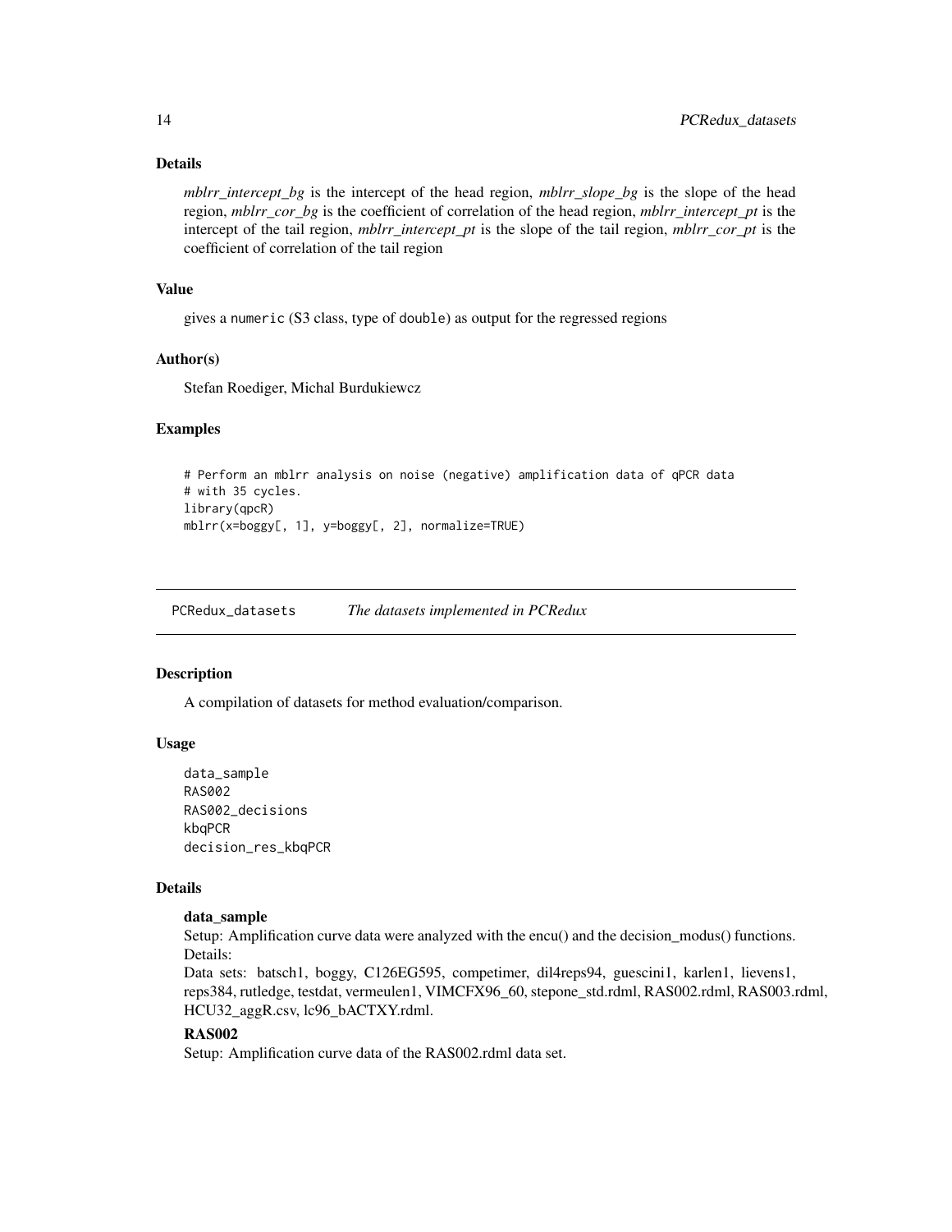### Details

*mblrr_intercept_bg* is the intercept of the head region, *mblrr_slope_bg* is the slope of the head region, *mblrr_cor_bg* is the coefficient of correlation of the head region, *mblrr_intercept_pt* is the intercept of the tail region, *mblrr_intercept_pt* is the slope of the tail region, *mblrr_cor_pt* is the coefficient of correlation of the tail region

### Value

gives a numeric (S3 class, type of double) as output for the regressed regions

### Author(s)

Stefan Roediger, Michal Burdukiewcz

### Examples

```
# Perform an mblrr analysis on noise (negative) amplification data of qPCR data
# with 35 cycles.
library(qpcR)
mblrr(x=boggy[, 1], y=boggy[, 2], normalize=TRUE)
```

---

## PCRedux_datasets — *The datasets implemented in PCRedux*

### Description

A compilation of datasets for method evaluation/comparison.

### Usage

```
data_sample
RAS002
RAS002_decisions
kbqPCR
decision_res_kbqPCR
```

### Details

**data_sample**
Setup: Amplification curve data were analyzed with the encu() and the decision_modus() functions.
Details:
Data sets: batsch1, boggy, C126EG595, competimer, dil4reps94, guescini1, karlen1, lievens1, reps384, rutledge, testdat, vermeulen1, VIMCFX96_60, stepone_std.rdml, RAS002.rdml, RAS003.rdml, HCU32_aggR.csv, lc96_bACTXY.rdml.

**RAS002**
Setup: Amplification curve data of the RAS002.rdml data set.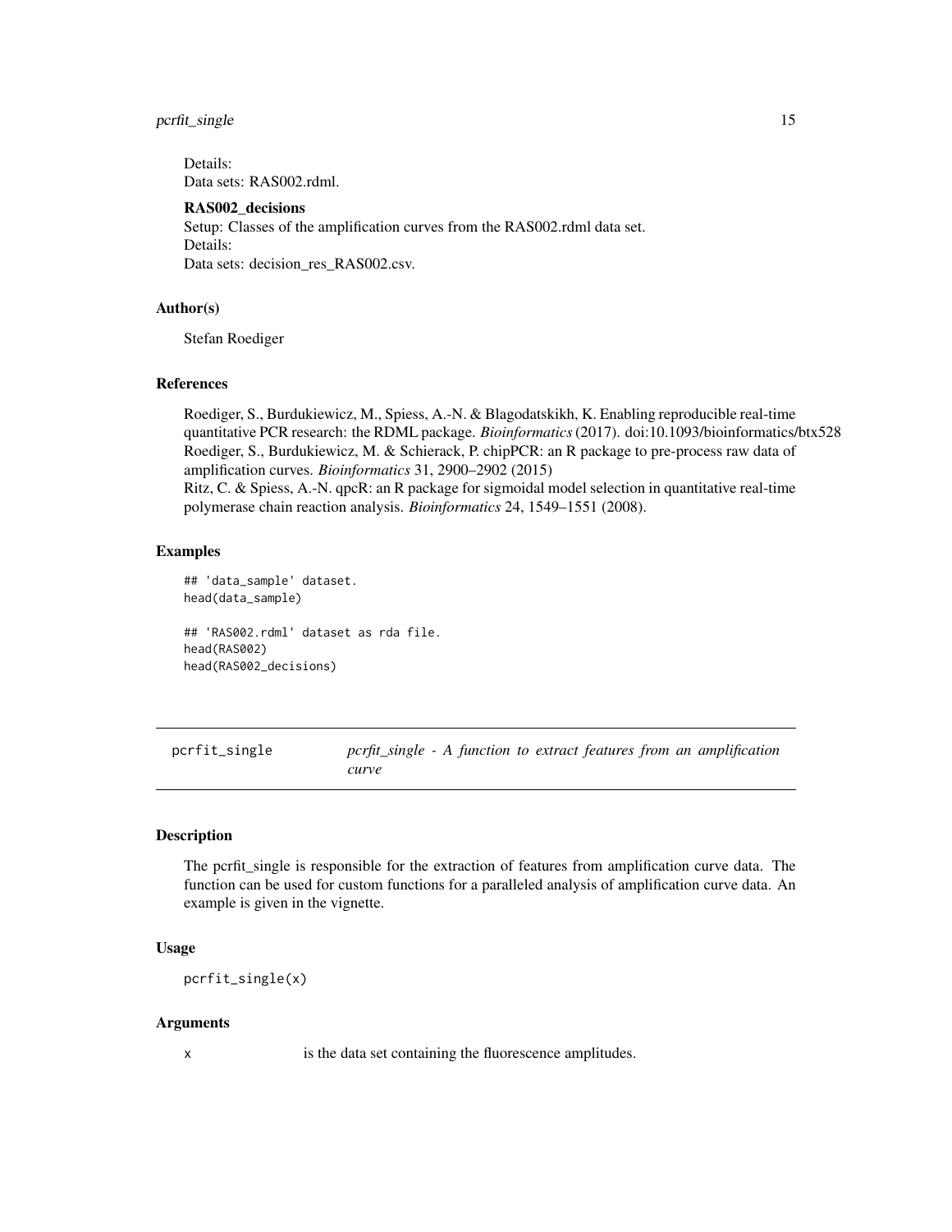Details:
Data sets: RAS002.rdml.

**RAS002_decisions**
Setup: Classes of the amplification curves from the RAS002.rdml data set.
Details:
Data sets: decision_res_RAS002.csv.

### Author(s)

Stefan Roediger

### References

Roediger, S., Burdukiewicz, M., Spiess, A.-N. & Blagodatskikh, K. Enabling reproducible real-time quantitative PCR research: the RDML package. *Bioinformatics* (2017). doi:10.1093/bioinformatics/btx528
Roediger, S., Burdukiewicz, M. & Schierack, P. chipPCR: an R package to pre-process raw data of amplification curves. *Bioinformatics* 31, 2900–2902 (2015)
Ritz, C. & Spiess, A.-N. qpcR: an R package for sigmoidal model selection in quantitative real-time polymerase chain reaction analysis. *Bioinformatics* 24, 1549–1551 (2008).

### Examples

```
## 'data_sample' dataset.
head(data_sample)

## 'RAS002.rdml' dataset as rda file.
head(RAS002)
head(RAS002_decisions)
```

---

## pcrfit_single — *pcrfit_single - A function to extract features from an amplification curve*

### Description

The pcrfit_single is responsible for the extraction of features from amplification curve data. The function can be used for custom functions for a paralleled analysis of amplification curve data. An example is given in the vignette.

### Usage

```
pcrfit_single(x)
```

### Arguments

| | |
|---|---|
| x | is the data set containing the fluorescence amplitudes. |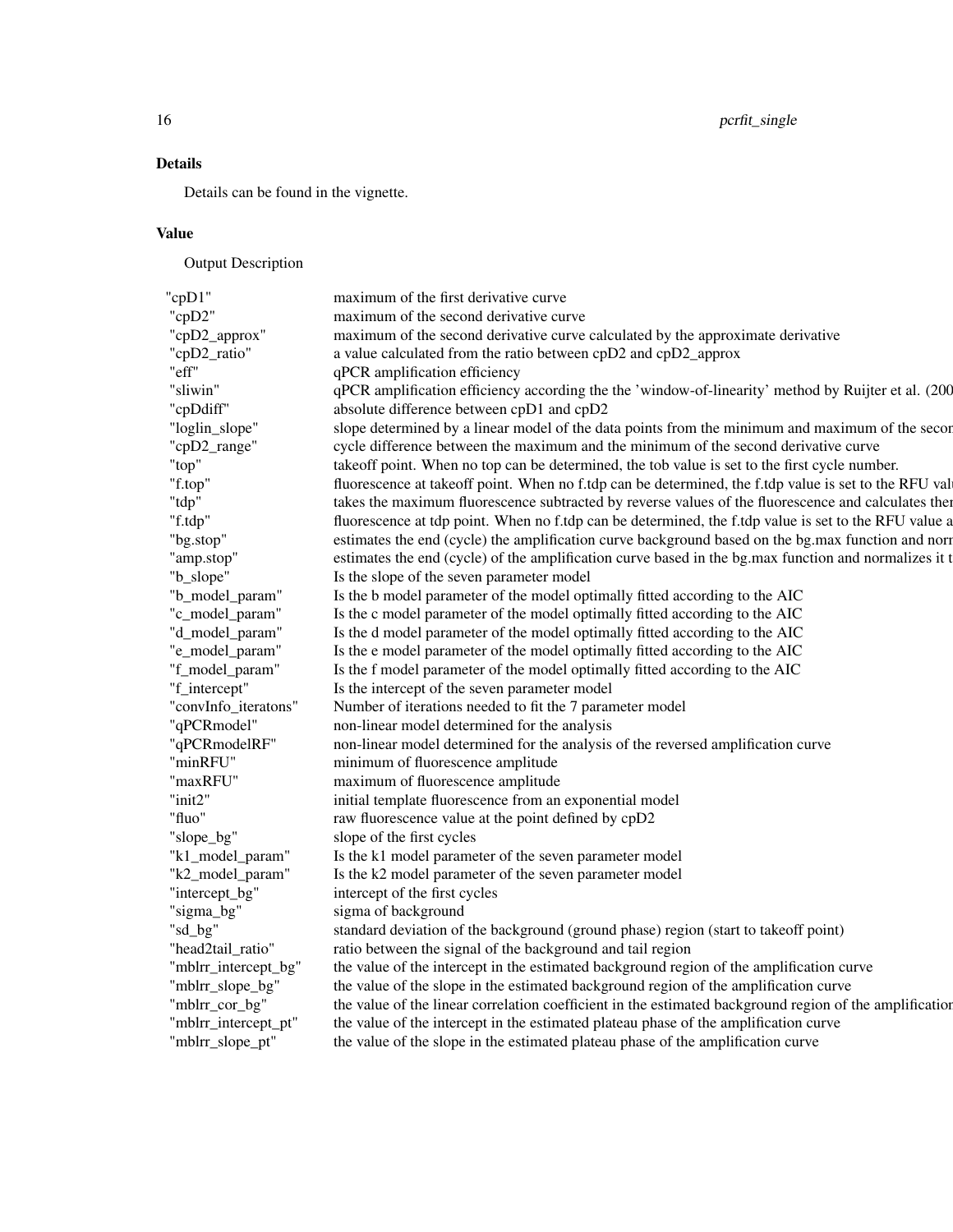### Details

Details can be found in the vignette.

### Value

Output Description

| | |
|---|---|
| "cpD1" | maximum of the first derivative curve |
| "cpD2" | maximum of the second derivative curve |
| "cpD2_approx" | maximum of the second derivative curve calculated by the approximate derivative |
| "cpD2_ratio" | a value calculated from the ratio between cpD2 and cpD2_approx |
| "eff" | qPCR amplification efficiency |
| "sliwin" | qPCR amplification efficiency according the the 'window-of-linearity' method by Ruijter et al. (200 |
| "cpDdiff" | absolute difference between cpD1 and cpD2 |
| "loglin_slope" | slope determined by a linear model of the data points from the minimum and maximum of the secor |
| "cpD2_range" | cycle difference between the maximum and the minimum of the second derivative curve |
| "top" | takeoff point. When no top can be determined, the tob value is set to the first cycle number. |
| "f.top" | fluorescence at takeoff point. When no f.tdp can be determined, the f.tdp value is set to the RFU valu |
| "tdp" | takes the maximum fluorescence subtracted by reverse values of the fluorescence and calculates ther |
| "f.tdp" | fluorescence at tdp point. When no f.tdp can be determined, the f.tdp value is set to the RFU value a |
| "bg.stop" | estimates the end (cycle) the amplification curve background based on the bg.max function and norr |
| "amp.stop" | estimates the end (cycle) of the amplification curve based in the bg.max function and normalizes it t |
| "b_slope" | Is the slope of the seven parameter model |
| "b_model_param" | Is the b model parameter of the model optimally fitted according to the AIC |
| "c_model_param" | Is the c model parameter of the model optimally fitted according to the AIC |
| "d_model_param" | Is the d model parameter of the model optimally fitted according to the AIC |
| "e_model_param" | Is the e model parameter of the model optimally fitted according to the AIC |
| "f_model_param" | Is the f model parameter of the model optimally fitted according to the AIC |
| "f_intercept" | Is the intercept of the seven parameter model |
| "convInfo_iteratons" | Number of iterations needed to fit the 7 parameter model |
| "qPCRmodel" | non-linear model determined for the analysis |
| "qPCRmodelRF" | non-linear model determined for the analysis of the reversed amplification curve |
| "minRFU" | minimum of fluorescence amplitude |
| "maxRFU" | maximum of fluorescence amplitude |
| "init2" | initial template fluorescence from an exponential model |
| "fluo" | raw fluorescence value at the point defined by cpD2 |
| "slope_bg" | slope of the first cycles |
| "k1_model_param" | Is the k1 model parameter of the seven parameter model |
| "k2_model_param" | Is the k2 model parameter of the seven parameter model |
| "intercept_bg" | intercept of the first cycles |
| "sigma_bg" | sigma of background |
| "sd_bg" | standard deviation of the background (ground phase) region (start to takeoff point) |
| "head2tail_ratio" | ratio between the signal of the background and tail region |
| "mblrr_intercept_bg" | the value of the intercept in the estimated background region of the amplification curve |
| "mblrr_slope_bg" | the value of the slope in the estimated background region of the amplification curve |
| "mblrr_cor_bg" | the value of the linear correlation coefficient in the estimated background region of the amplificatior |
| "mblrr_intercept_pt" | the value of the intercept in the estimated plateau phase of the amplification curve |
| "mblrr_slope_pt" | the value of the slope in the estimated plateau phase of the amplification curve |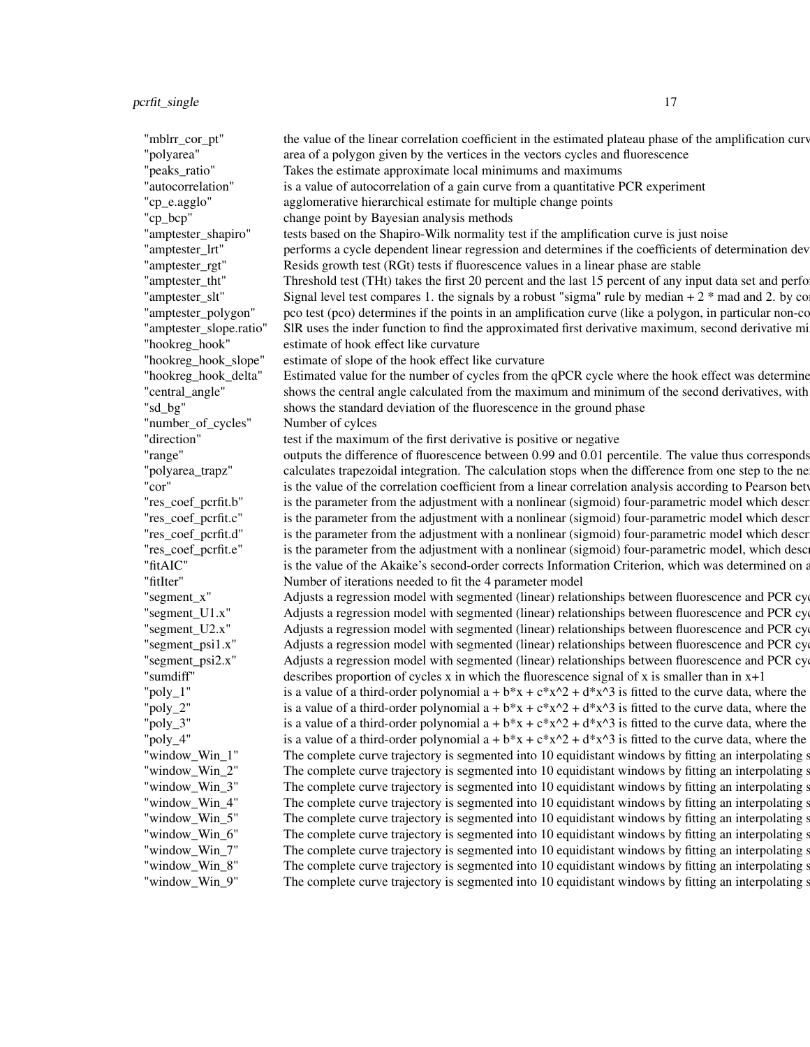| | |
|---|---|
| "mblrr_cor_pt" | the value of the linear correlation coefficient in the estimated plateau phase of the amplification curv |
| "polyarea" | area of a polygon given by the vertices in the vectors cycles and fluorescence |
| "peaks_ratio" | Takes the estimate approximate local minimums and maximums |
| "autocorrelation" | is a value of autocorrelation of a gain curve from a quantitative PCR experiment |
| "cp_e.agglo" | agglomerative hierarchical estimate for multiple change points |
| "cp_bcp" | change point by Bayesian analysis methods |
| "amptester_shapiro" | tests based on the Shapiro-Wilk normality test if the amplification curve is just noise |
| "amptester_lrt" | performs a cycle dependent linear regression and determines if the coefficients of determination dev |
| "amptester_rgt" | Resids growth test (RGt) tests if fluorescence values in a linear phase are stable |
| "amptester_tht" | Threshold test (THt) takes the first 20 percent and the last 15 percent of any input data set and perfo |
| "amptester_slt" | Signal level test compares 1. the signals by a robust "sigma" rule by median + 2 * mad and 2. by co |
| "amptester_polygon" | pco test (pco) determines if the points in an amplification curve (like a polygon, in particular non-co |
| "amptester_slope.ratio" | SlR uses the inder function to find the approximated first derivative maximum, second derivative mi |
| "hookreg_hook" | estimate of hook effect like curvature |
| "hookreg_hook_slope" | estimate of slope of the hook effect like curvature |
| "hookreg_hook_delta" | Estimated value for the number of cycles from the qPCR cycle where the hook effect was determine |
| "central_angle" | shows the central angle calculated from the maximum and minimum of the second derivatives, with |
| "sd_bg" | shows the standard deviation of the fluorescence in the ground phase |
| "number_of_cycles" | Number of cylces |
| "direction" | test if the maximum of the first derivative is positive or negative |
| "range" | outputs the difference of fluorescence between 0.99 and 0.01 percentile. The value thus corresponds |
| "polyarea_trapz" | calculates trapezoidal integration. The calculation stops when the difference from one step to the ne |
| "cor" | is the value of the correlation coefficient from a linear correlation analysis according to Pearson betw |
| "res_coef_pcrfit.b" | is the parameter from the adjustment with a nonlinear (sigmoid) four-parametric model which descr |
| "res_coef_pcrfit.c" | is the parameter from the adjustment with a nonlinear (sigmoid) four-parametric model which descr |
| "res_coef_pcrfit.d" | is the parameter from the adjustment with a nonlinear (sigmoid) four-parametric model which descr |
| "res_coef_pcrfit.e" | is the parameter from the adjustment with a nonlinear (sigmoid) four-parametric model, which descr |
| "fitAIC" | is the value of the Akaike's second-order corrects Information Criterion, which was determined on a |
| "fitIter" | Number of iterations needed to fit the 4 parameter model |
| "segment_x" | Adjusts a regression model with segmented (linear) relationships between fluorescence and PCR cyc |
| "segment_U1.x" | Adjusts a regression model with segmented (linear) relationships between fluorescence and PCR cyc |
| "segment_U2.x" | Adjusts a regression model with segmented (linear) relationships between fluorescence and PCR cyc |
| "segment_psi1.x" | Adjusts a regression model with segmented (linear) relationships between fluorescence and PCR cyc |
| "segment_psi2.x" | Adjusts a regression model with segmented (linear) relationships between fluorescence and PCR cyc |
| "sumdiff" | describes proportion of cycles x in which the fluorescence signal of x is smaller than in x+1 |
| "poly_1" | is a value of a third-order polynomial a + b*x + c*x^2 + d*x^3 is fitted to the curve data, where the |
| "poly_2" | is a value of a third-order polynomial a + b*x + c*x^2 + d*x^3 is fitted to the curve data, where the |
| "poly_3" | is a value of a third-order polynomial a + b*x + c*x^2 + d*x^3 is fitted to the curve data, where the |
| "poly_4" | is a value of a third-order polynomial a + b*x + c*x^2 + d*x^3 is fitted to the curve data, where the |
| "window_Win_1" | The complete curve trajectory is segmented into 10 equidistant windows by fitting an interpolating s |
| "window_Win_2" | The complete curve trajectory is segmented into 10 equidistant windows by fitting an interpolating s |
| "window_Win_3" | The complete curve trajectory is segmented into 10 equidistant windows by fitting an interpolating s |
| "window_Win_4" | The complete curve trajectory is segmented into 10 equidistant windows by fitting an interpolating s |
| "window_Win_5" | The complete curve trajectory is segmented into 10 equidistant windows by fitting an interpolating s |
| "window_Win_6" | The complete curve trajectory is segmented into 10 equidistant windows by fitting an interpolating s |
| "window_Win_7" | The complete curve trajectory is segmented into 10 equidistant windows by fitting an interpolating s |
| "window_Win_8" | The complete curve trajectory is segmented into 10 equidistant windows by fitting an interpolating s |
| "window_Win_9" | The complete curve trajectory is segmented into 10 equidistant windows by fitting an interpolating s |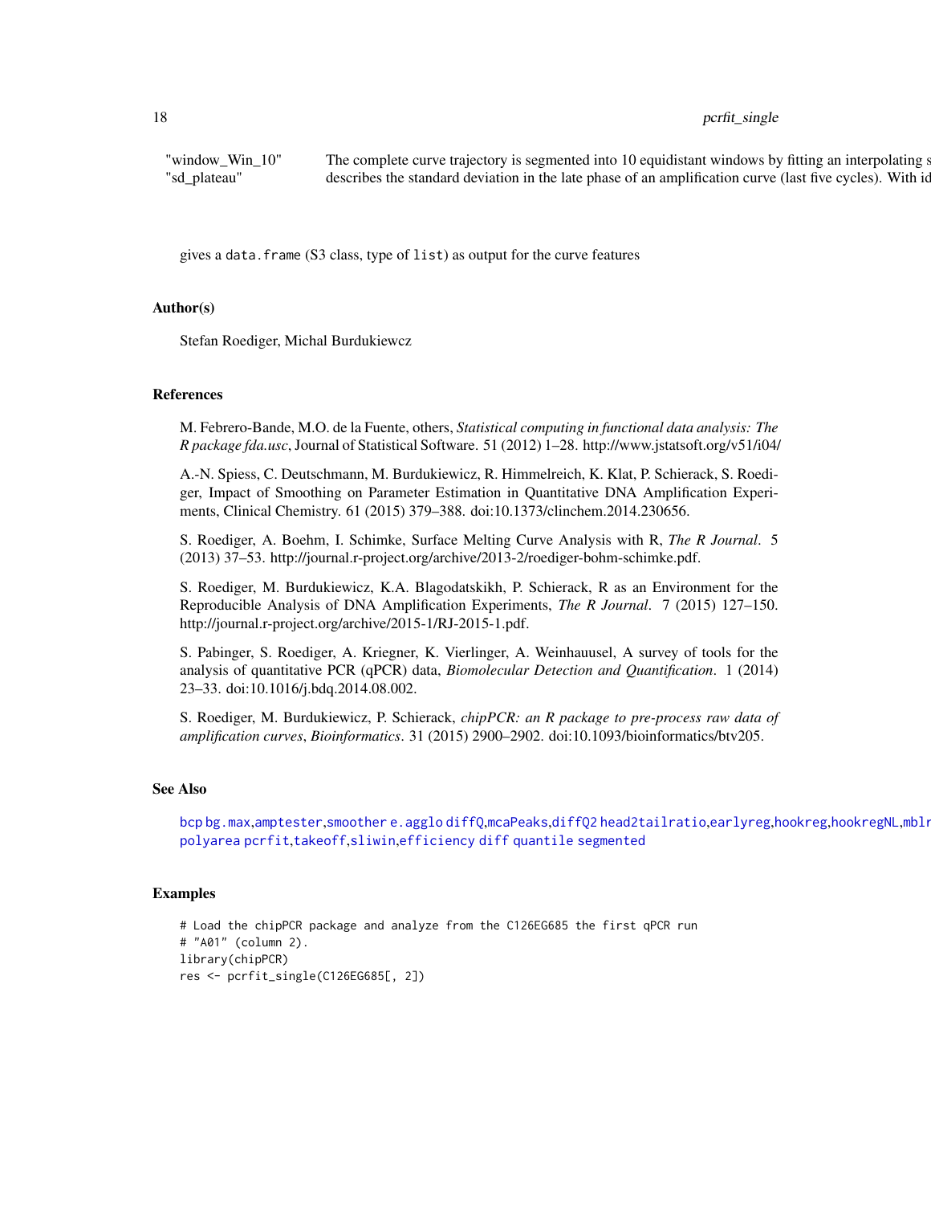| | |
|---|---|
| "window_Win_10" | The complete curve trajectory is segmented into 10 equidistant windows by fitting an interpolating s |
| "sd_plateau" | describes the standard deviation in the late phase of an amplification curve (last five cycles). With id |

gives a data.frame (S3 class, type of list) as output for the curve features

### Author(s)

Stefan Roediger, Michal Burdukiewcz

### References

M. Febrero-Bande, M.O. de la Fuente, others, *Statistical computing in functional data analysis: The R package fda.usc*, Journal of Statistical Software. 51 (2012) 1–28. http://www.jstatsoft.org/v51/i04/

A.-N. Spiess, C. Deutschmann, M. Burdukiewicz, R. Himmelreich, K. Klat, P. Schierack, S. Roediger, Impact of Smoothing on Parameter Estimation in Quantitative DNA Amplification Experiments, Clinical Chemistry. 61 (2015) 379–388. doi:10.1373/clinchem.2014.230656.

S. Roediger, A. Boehm, I. Schimke, Surface Melting Curve Analysis with R, *The R Journal*. 5 (2013) 37–53. http://journal.r-project.org/archive/2013-2/roediger-bohm-schimke.pdf.

S. Roediger, M. Burdukiewicz, K.A. Blagodatskikh, P. Schierack, R as an Environment for the Reproducible Analysis of DNA Amplification Experiments, *The R Journal*. 7 (2015) 127–150. http://journal.r-project.org/archive/2015-1/RJ-2015-1.pdf.

S. Pabinger, S. Roediger, A. Kriegner, K. Vierlinger, A. Weinhauusel, A survey of tools for the analysis of quantitative PCR (qPCR) data, *Biomolecular Detection and Quantification*. 1 (2014) 23–33. doi:10.1016/j.bdq.2014.08.002.

S. Roediger, M. Burdukiewicz, P. Schierack, *chipPCR: an R package to pre-process raw data of amplification curves*, *Bioinformatics*. 31 (2015) 2900–2902. doi:10.1093/bioinformatics/btv205.

### See Also

bcp bg.max,amptester,smoother e.agglo diffQ,mcaPeaks,diffQ2 head2tailratio,earlyreg,hookreg,hookregNL,mblr
polyarea pcrfit,takeoff,sliwin,efficiency diff quantile segmented

### Examples

```
# Load the chipPCR package and analyze from the C126EG685 the first qPCR run
# "A01" (column 2).
library(chipPCR)
res <- pcrfit_single(C126EG685[, 2])
```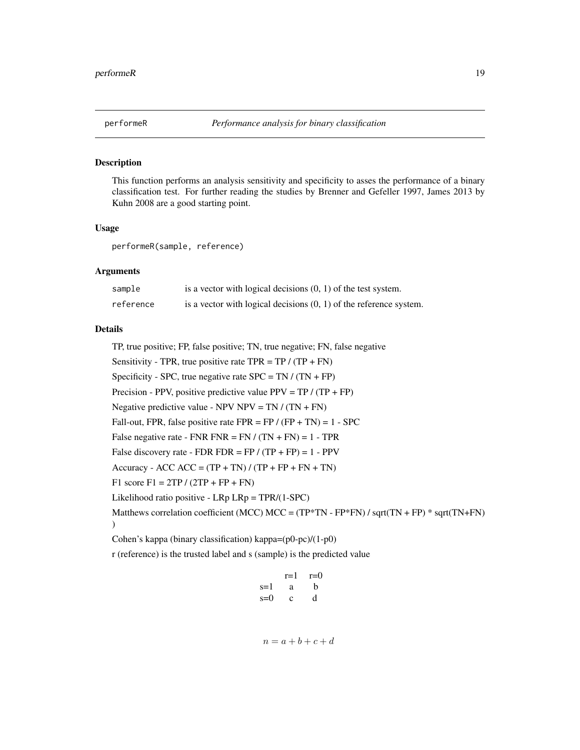performeR *Performance analysis for binary classification*

## Description

This function performs an analysis sensitivity and specificity to asses the performance of a binary classification test. For further reading the studies by Brenner and Gefeller 1997, James 2013 by Kuhn 2008 are a good starting point.

## Usage

```
performeR(sample, reference)
```

## Arguments

| | |
|---|---|
| `sample` | is a vector with logical decisions (0, 1) of the test system. |
| `reference` | is a vector with logical decisions (0, 1) of the reference system. |

## Details

TP, true positive; FP, false positive; TN, true negative; FN, false negative

Sensitivity - TPR, true positive rate TPR = TP / (TP + FN)

Specificity - SPC, true negative rate SPC = TN / (TN + FP)

Precision - PPV, positive predictive value PPV = TP / (TP + FP)

Negative predictive value - NPV NPV = TN / (TN + FN)

Fall-out, FPR, false positive rate FPR = FP / (FP + TN) = 1 - SPC

False negative rate - FNR FNR = FN / (TN + FN) = 1 - TPR

False discovery rate - FDR FDR = FP / (TP + FP) = 1 - PPV

Accuracy - ACC ACC = (TP + TN) / (TP + FP + FN + TN)

F1 score F1 = 2TP / (2TP + FP + FN)

Likelihood ratio positive - LRp LRp = TPR/(1-SPC)

Matthews correlation coefficient (MCC) MCC = (TP*TN - FP*FN) / sqrt(TN + FP) * sqrt(TN+FN) )

Cohen's kappa (binary classification) kappa=(p0-pc)/(1-p0)

r (reference) is the trusted label and s (sample) is the predicted value

| | r=1 | r=0 |
|---|---|---|
| s=1 | a | b |
| s=0 | c | d |

$$n = a + b + c + d$$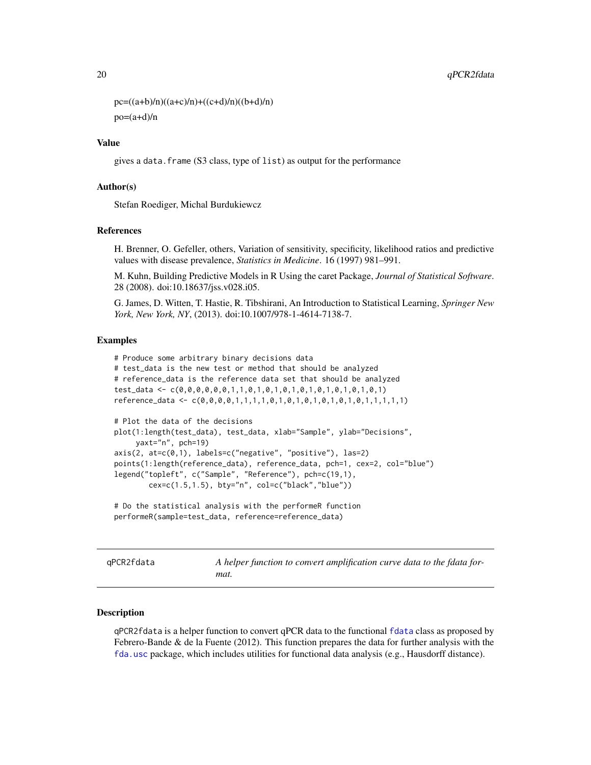pc=((a+b)/n)((a+c)/n)+((c+d)/n)((b+d)/n)

po=(a+d)/n

### Value

gives a `data.frame` (S3 class, type of `list`) as output for the performance

### Author(s)

Stefan Roediger, Michal Burdukiewcz

### References

H. Brenner, O. Gefeller, others, Variation of sensitivity, specificity, likelihood ratios and predictive values with disease prevalence, *Statistics in Medicine*. 16 (1997) 981–991.

M. Kuhn, Building Predictive Models in R Using the caret Package, *Journal of Statistical Software*. 28 (2008). doi:10.18637/jss.v028.i05.

G. James, D. Witten, T. Hastie, R. Tibshirani, An Introduction to Statistical Learning, *Springer New York, New York, NY*, (2013). doi:10.1007/978-1-4614-7138-7.

### Examples

```
# Produce some arbitrary binary decisions data
# test_data is the new test or method that should be analyzed
# reference_data is the reference data set that should be analyzed
test_data <- c(0,0,0,0,0,0,1,1,0,1,0,1,0,1,0,1,0,1,0,1,0,1,0,1)
reference_data <- c(0,0,0,0,1,1,1,1,0,1,0,1,0,1,0,1,0,1,0,1,1,1,1,1)

# Plot the data of the decisions
plot(1:length(test_data), test_data, xlab="Sample", ylab="Decisions",
     yaxt="n", pch=19)
axis(2, at=c(0,1), labels=c("negative", "positive"), las=2)
points(1:length(reference_data), reference_data, pch=1, cex=2, col="blue")
legend("topleft", c("Sample", "Reference"), pch=c(19,1),
        cex=c(1.5,1.5), bty="n", col=c("black","blue"))

# Do the statistical analysis with the performeR function
performeR(sample=test_data, reference=reference_data)
```

---

## qPCR2fdata — *A helper function to convert amplification curve data to the fdata format.*

### Description

`qPCR2fdata` is a helper function to convert qPCR data to the functional `fdata` class as proposed by Febrero-Bande & de la Fuente (2012). This function prepares the data for further analysis with the `fda.usc` package, which includes utilities for functional data analysis (e.g., Hausdorff distance).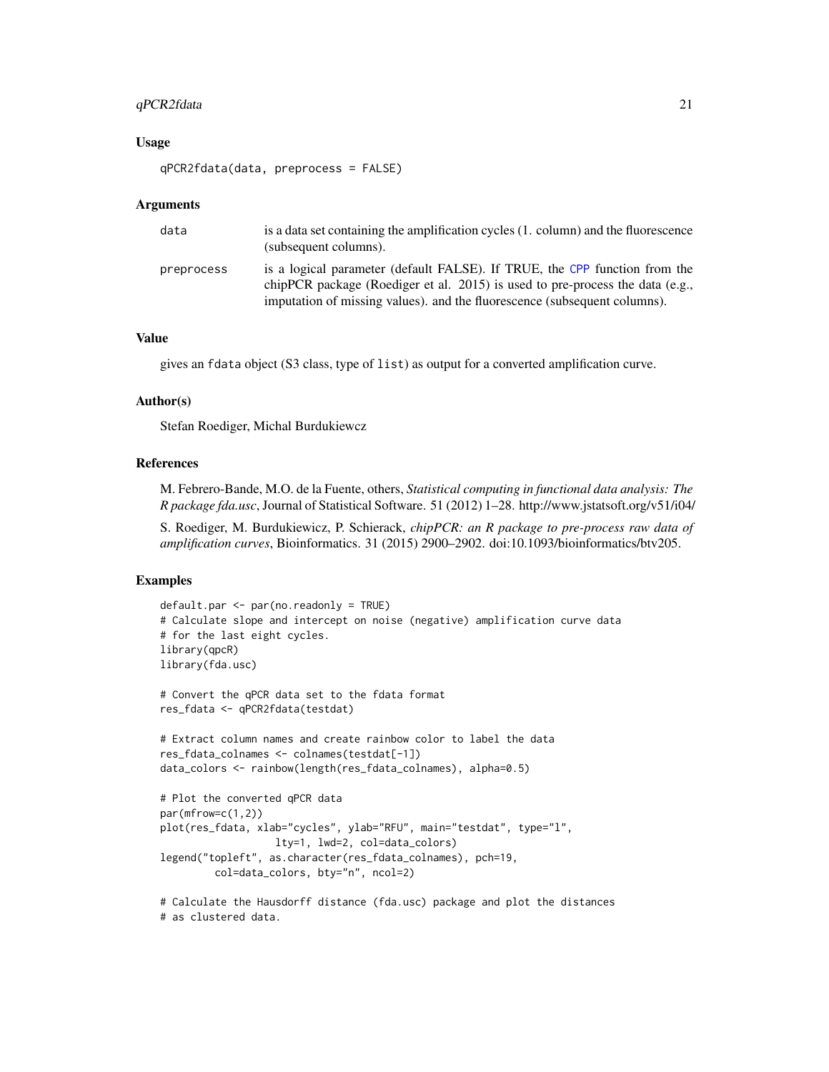## Usage

```
qPCR2fdata(data, preprocess = FALSE)
```

## Arguments

| | |
|---|---|
| data | is a data set containing the amplification cycles (1. column) and the fluorescence (subsequent columns). |
| preprocess | is a logical parameter (default FALSE). If TRUE, the CPP function from the chipPCR package (Roediger et al. 2015) is used to pre-process the data (e.g., imputation of missing values). and the fluorescence (subsequent columns). |

## Value

gives an fdata object (S3 class, type of list) as output for a converted amplification curve.

## Author(s)

Stefan Roediger, Michal Burdukiewcz

## References

M. Febrero-Bande, M.O. de la Fuente, others, *Statistical computing in functional data analysis: The R package fda.usc*, Journal of Statistical Software. 51 (2012) 1–28. http://www.jstatsoft.org/v51/i04/

S. Roediger, M. Burdukiewicz, P. Schierack, *chipPCR: an R package to pre-process raw data of amplification curves*, Bioinformatics. 31 (2015) 2900–2902. doi:10.1093/bioinformatics/btv205.

## Examples

```
default.par <- par(no.readonly = TRUE)
# Calculate slope and intercept on noise (negative) amplification curve data
# for the last eight cycles.
library(qpcR)
library(fda.usc)

# Convert the qPCR data set to the fdata format
res_fdata <- qPCR2fdata(testdat)

# Extract column names and create rainbow color to label the data
res_fdata_colnames <- colnames(testdat[-1])
data_colors <- rainbow(length(res_fdata_colnames), alpha=0.5)

# Plot the converted qPCR data
par(mfrow=c(1,2))
plot(res_fdata, xlab="cycles", ylab="RFU", main="testdat", type="l",
                   lty=1, lwd=2, col=data_colors)
legend("topleft", as.character(res_fdata_colnames), pch=19,
         col=data_colors, bty="n", ncol=2)

# Calculate the Hausdorff distance (fda.usc) package and plot the distances
# as clustered data.
```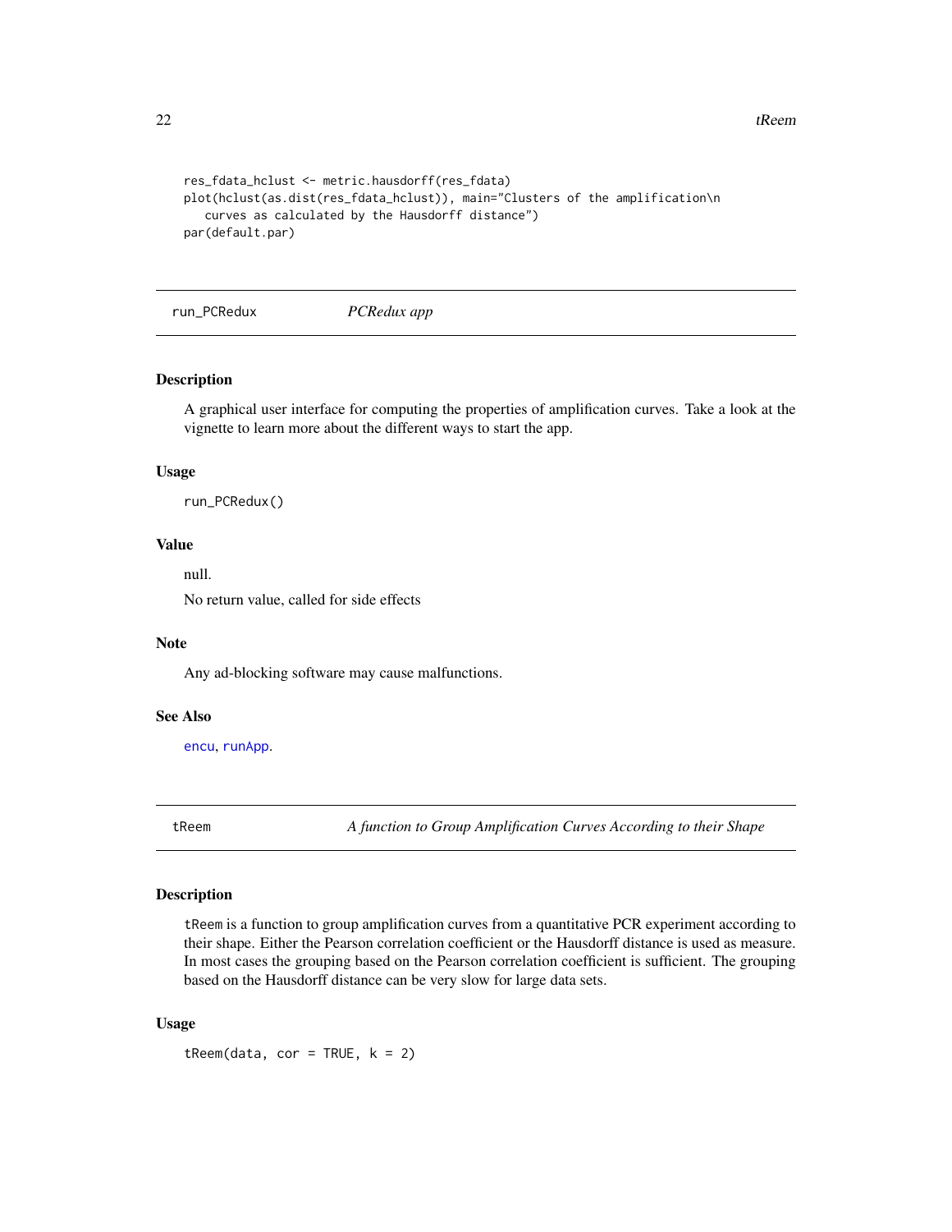```
res_fdata_hclust <- metric.hausdorff(res_fdata)
plot(hclust(as.dist(res_fdata_hclust)), main="Clusters of the amplification\n
   curves as calculated by the Hausdorff distance")
par(default.par)
```

## run_PCRedux *PCRedux app*

### Description

A graphical user interface for computing the properties of amplification curves. Take a look at the vignette to learn more about the different ways to start the app.

### Usage

```
run_PCRedux()
```

### Value

null.

No return value, called for side effects

### Note

Any ad-blocking software may cause malfunctions.

### See Also

encu, runApp.

## tReem *A function to Group Amplification Curves According to their Shape*

### Description

tReem is a function to group amplification curves from a quantitative PCR experiment according to their shape. Either the Pearson correlation coefficient or the Hausdorff distance is used as measure. In most cases the grouping based on the Pearson correlation coefficient is sufficient. The grouping based on the Hausdorff distance can be very slow for large data sets.

### Usage

```
tReem(data, cor = TRUE, k = 2)
```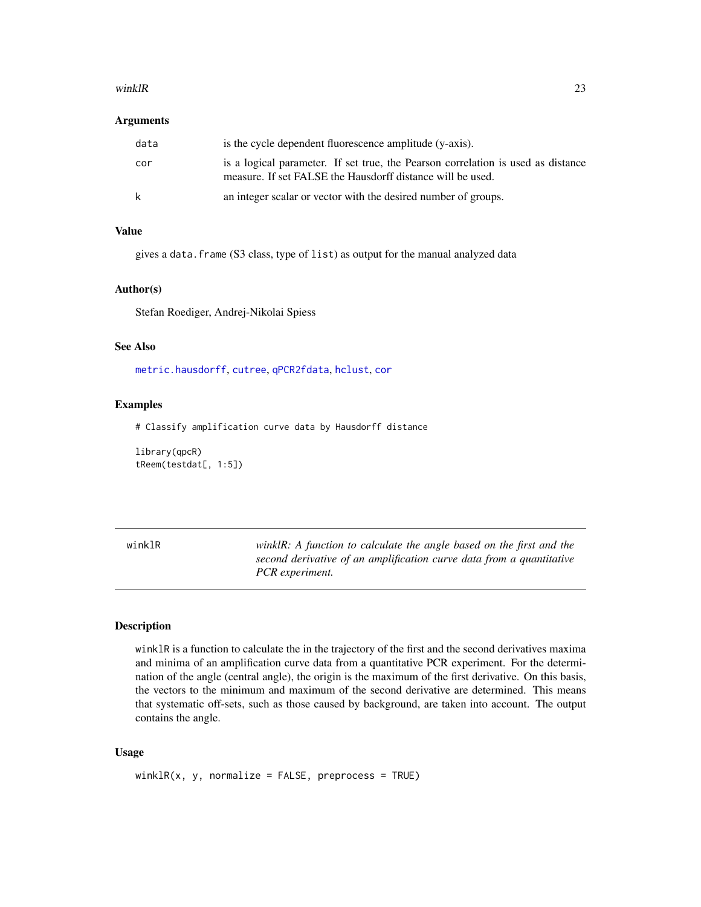### Arguments

| | |
|---|---|
| data | is the cycle dependent fluorescence amplitude (y-axis). |
| cor | is a logical parameter. If set true, the Pearson correlation is used as distance measure. If set FALSE the Hausdorff distance will be used. |
| k | an integer scalar or vector with the desired number of groups. |

### Value

gives a `data.frame` (S3 class, type of `list`) as output for the manual analyzed data

### Author(s)

Stefan Roediger, Andrej-Nikolai Spiess

### See Also

`metric.hausdorff`, `cutree`, `qPCR2fdata`, `hclust`, `cor`

### Examples

```
# Classify amplification curve data by Hausdorff distance

library(qpcR)
tReem(testdat[, 1:5])
```

---

## winklR — *winklR: A function to calculate the angle based on the first and the second derivative of an amplification curve data from a quantitative PCR experiment.*

---

### Description

`winklR` is a function to calculate the in the trajectory of the first and the second derivatives maxima and minima of an amplification curve data from a quantitative PCR experiment. For the determination of the angle (central angle), the origin is the maximum of the first derivative. On this basis, the vectors to the minimum and maximum of the second derivative are determined. This means that systematic off-sets, such as those caused by background, are taken into account. The output contains the angle.

### Usage

```
winklR(x, y, normalize = FALSE, preprocess = TRUE)
```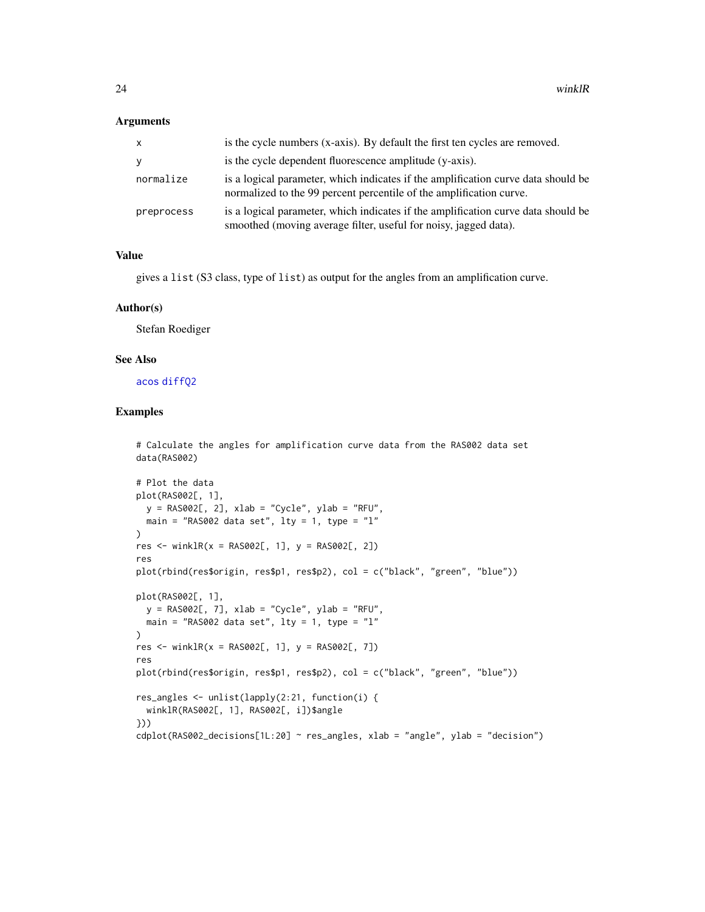## Arguments

| | |
|---|---|
| x | is the cycle numbers (x-axis). By default the first ten cycles are removed. |
| y | is the cycle dependent fluorescence amplitude (y-axis). |
| normalize | is a logical parameter, which indicates if the amplification curve data should be normalized to the 99 percent percentile of the amplification curve. |
| preprocess | is a logical parameter, which indicates if the amplification curve data should be smoothed (moving average filter, useful for noisy, jagged data). |

## Value

gives a `list` (S3 class, type of `list`) as output for the angles from an amplification curve.

## Author(s)

Stefan Roediger

## See Also

`acos` `diffQ2`

## Examples

```
# Calculate the angles for amplification curve data from the RAS002 data set
data(RAS002)

# Plot the data
plot(RAS002[, 1],
  y = RAS002[, 2], xlab = "Cycle", ylab = "RFU",
  main = "RAS002 data set", lty = 1, type = "l"
)
res <- winklR(x = RAS002[, 1], y = RAS002[, 2])
res
plot(rbind(res$origin, res$p1, res$p2), col = c("black", "green", "blue"))

plot(RAS002[, 1],
  y = RAS002[, 7], xlab = "Cycle", ylab = "RFU",
  main = "RAS002 data set", lty = 1, type = "l"
)
res <- winklR(x = RAS002[, 1], y = RAS002[, 7])
res
plot(rbind(res$origin, res$p1, res$p2), col = c("black", "green", "blue"))

res_angles <- unlist(lapply(2:21, function(i) {
  winklR(RAS002[, 1], RAS002[, i])$angle
}))
cdplot(RAS002_decisions[1L:20] ~ res_angles, xlab = "angle", ylab = "decision")
```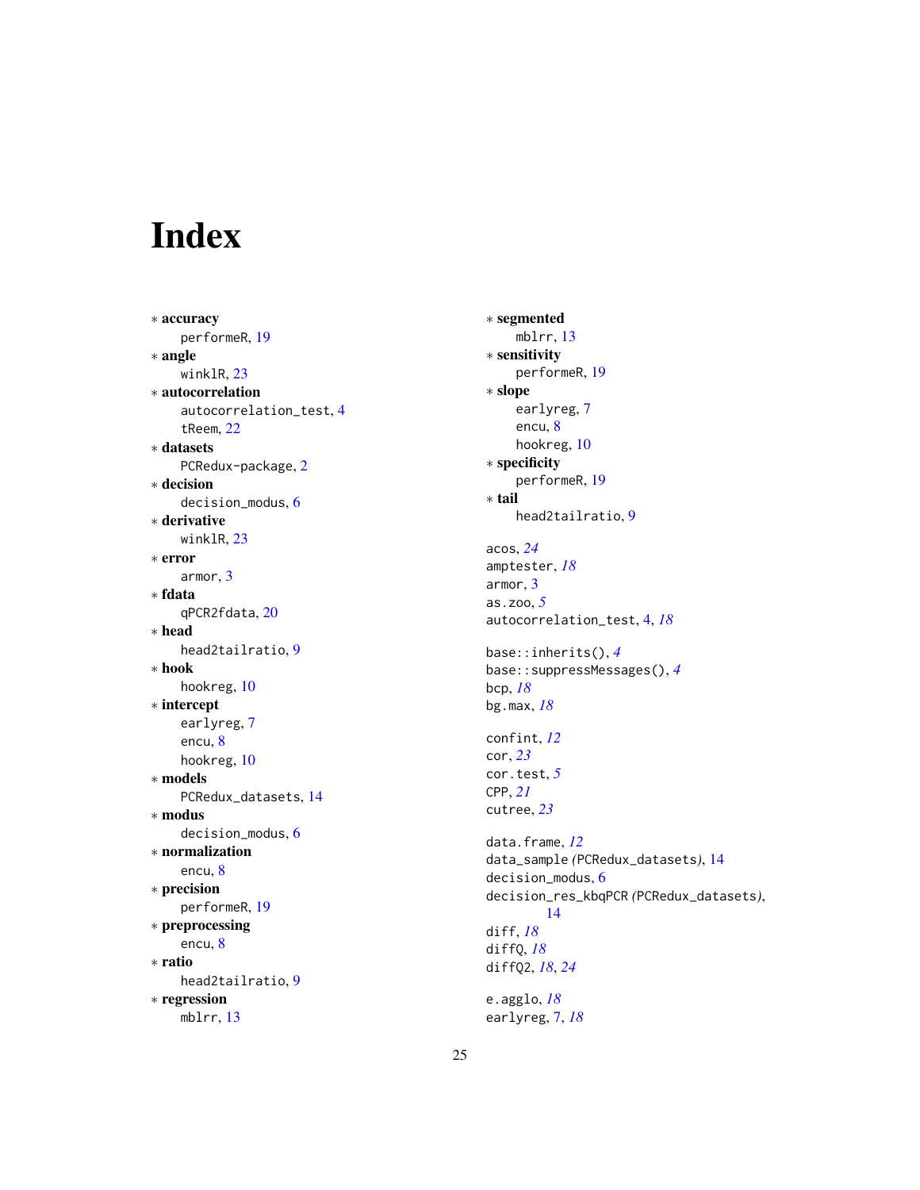# Index

* **accuracy**
  performeR, 19
* **angle**
  winklR, 23
* **autocorrelation**
  autocorrelation_test, 4
  tReem, 22
* **datasets**
  PCRedux-package, 2
* **decision**
  decision_modus, 6
* **derivative**
  winklR, 23
* **error**
  armor, 3
* **fdata**
  qPCR2fdata, 20
* **head**
  head2tailratio, 9
* **hook**
  hookreg, 10
* **intercept**
  earlyreg, 7
  encu, 8
  hookreg, 10
* **models**
  PCRedux_datasets, 14
* **modus**
  decision_modus, 6
* **normalization**
  encu, 8
* **precision**
  performeR, 19
* **preprocessing**
  encu, 8
* **ratio**
  head2tailratio, 9
* **regression**
  mblrr, 13
* **segmented**
  mblrr, 13
* **sensitivity**
  performeR, 19
* **slope**
  earlyreg, 7
  encu, 8
  hookreg, 10
* **specificity**
  performeR, 19
* **tail**
  head2tailratio, 9

acos, *24*
amptester, *18*
armor, 3
as.zoo, *5*
autocorrelation_test, 4, *18*

base::inherits(), *4*
base::suppressMessages(), *4*
bcp, *18*
bg.max, *18*

confint, *12*
cor, *23*
cor.test, *5*
CPP, *21*
cutree, *23*

data.frame, *12*
data_sample *(*PCRedux_datasets*)*, 14
decision_modus, 6
decision_res_kbqPCR *(*PCRedux_datasets*)*, 14
diff, *18*
diffQ, *18*
diffQ2, *18*, *24*

e.agglo, *18*
earlyreg, 7, *18*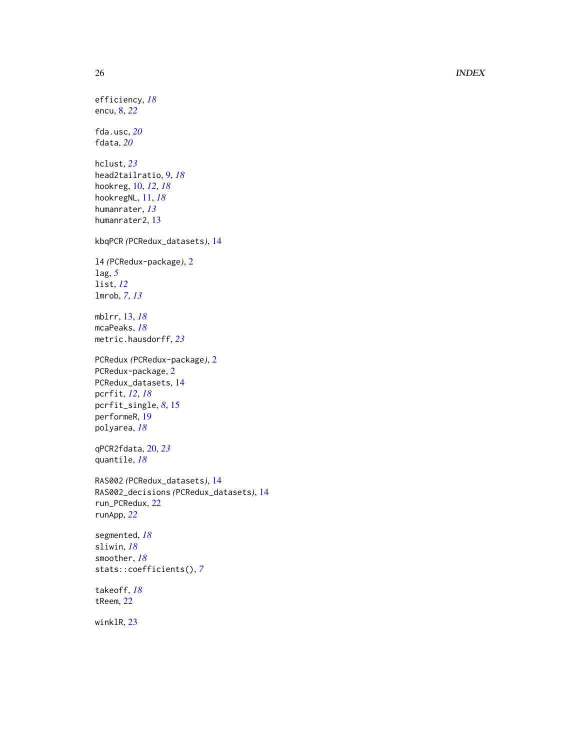efficiency, *18*
encu, 8, *22*

fda.usc, *20*
fdata, *20*

hclust, *23*
head2tailratio, 9, *18*
hookreg, 10, *12*, *18*
hookregNL, 11, *18*
humanrater, *13*
humanrater2, 13

kbqPCR *(*PCRedux_datasets*)*, 14

l4 *(*PCRedux-package*)*, 2
lag, *5*
list, *12*
lmrob, *7*, *13*

mblrr, 13, *18*
mcaPeaks, *18*
metric.hausdorff, *23*

PCRedux *(*PCRedux-package*)*, 2
PCRedux-package, 2
PCRedux_datasets, 14
pcrfit, *12*, *18*
pcrfit_single, *8*, 15
performeR, 19
polyarea, *18*

qPCR2fdata, 20, *23*
quantile, *18*

RAS002 *(*PCRedux_datasets*)*, 14
RAS002_decisions *(*PCRedux_datasets*)*, 14
run_PCRedux, 22
runApp, *22*

segmented, *18*
sliwin, *18*
smoother, *18*
stats::coefficients(), *7*

takeoff, *18*
tReem, 22

winklR, 23